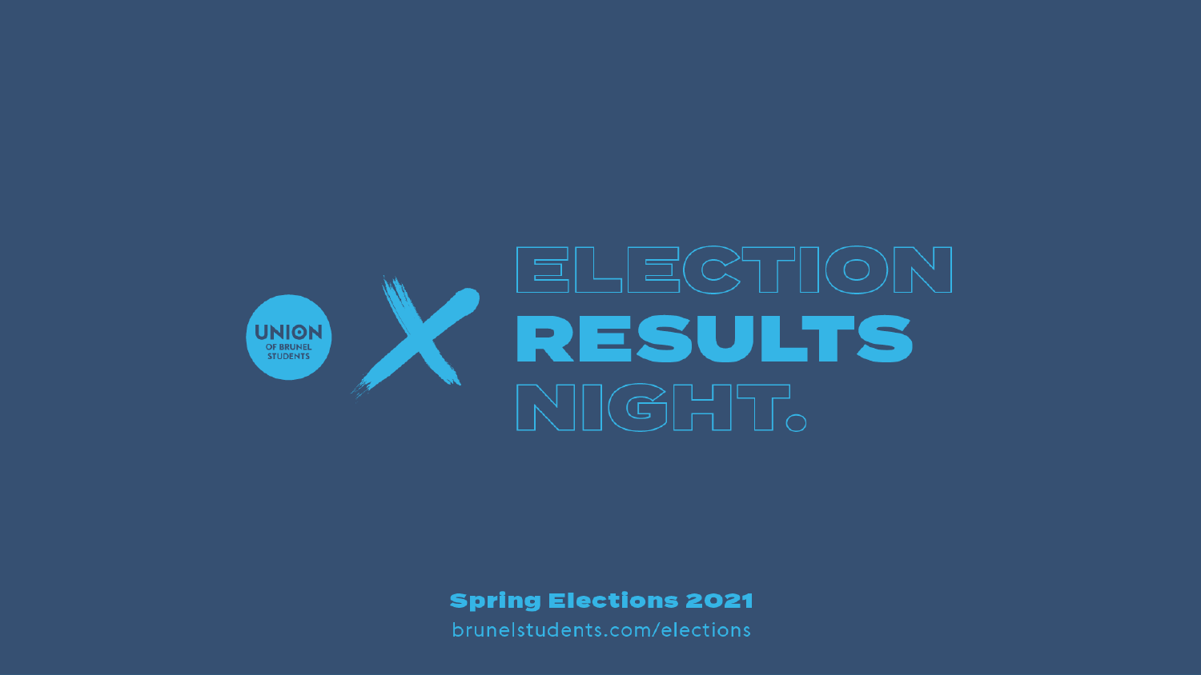UNION OF BRUNEL STUDENTS

# ELECTION RESULTS NIGHT.

**Spring Elections 2021**

brunelstudents.com/elections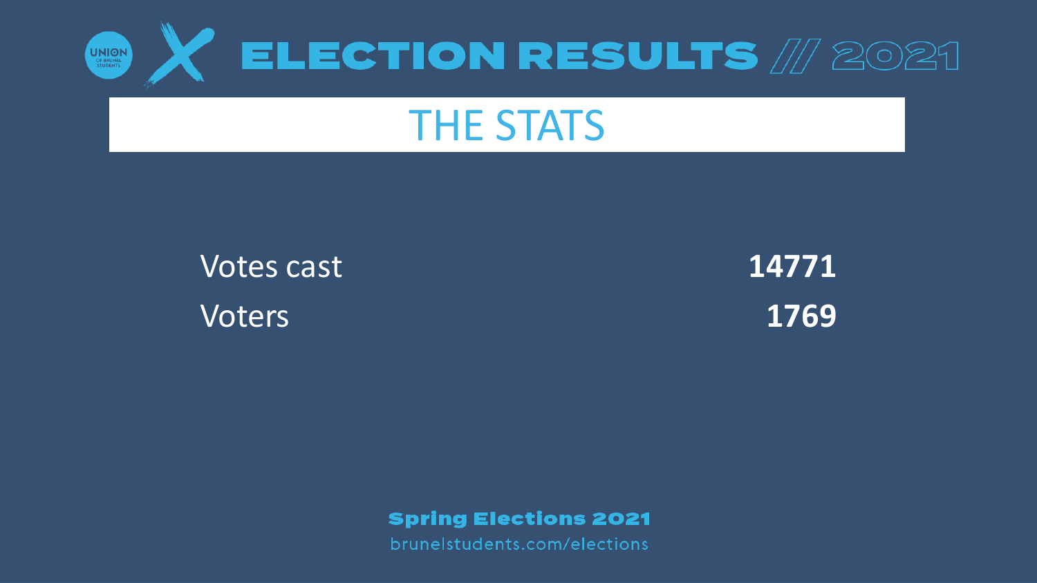# ELECTION RESULTS // 2021

## THE STATS

| | |
|---|---|
| Votes cast | **14771** |
| Voters | **1769** |

**Spring Elections 2021**

brunelstudents.com/elections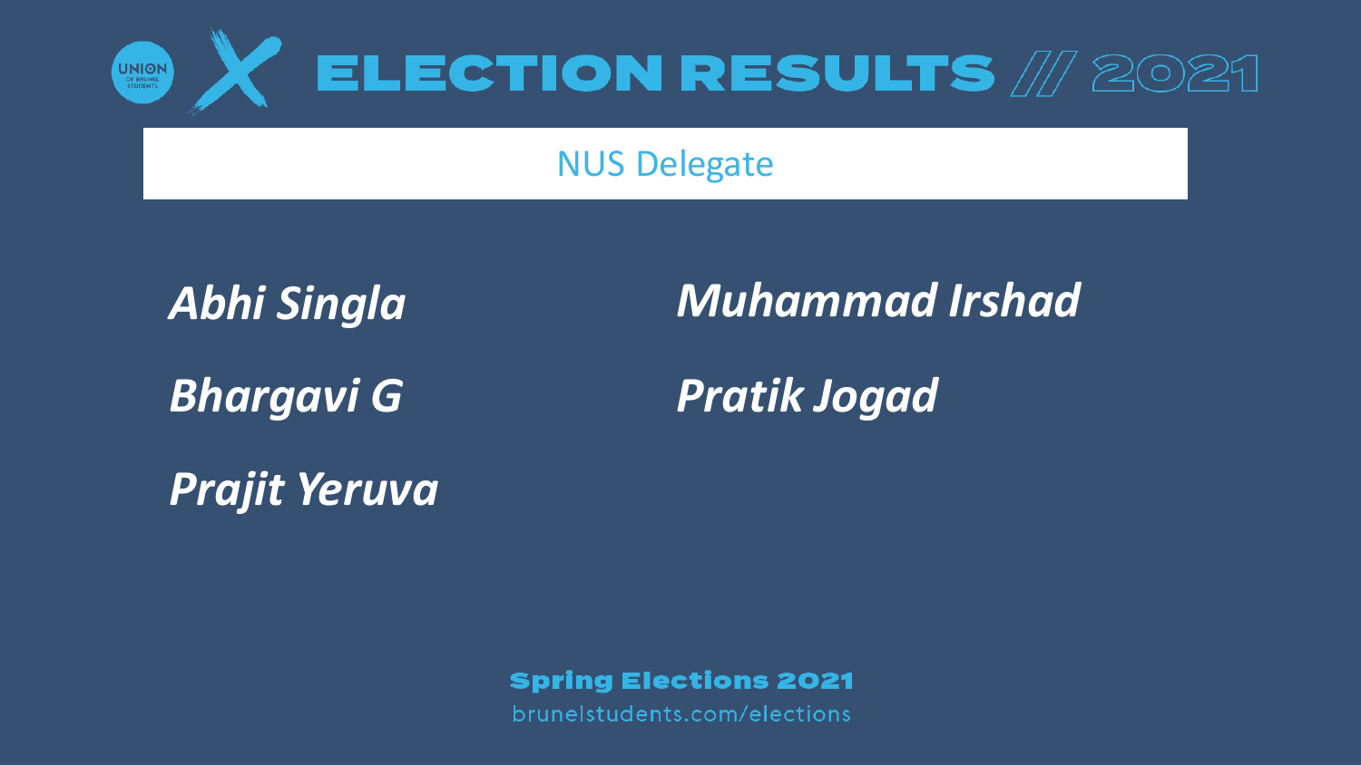# ELECTION RESULTS // 2021

## NUS Delegate

*Abhi Singla*

*Bhargavi G*

*Prajit Yeruva*

*Muhammad Irshad*

*Pratik Jogad*

**Spring Elections 2021**

brunelstudents.com/elections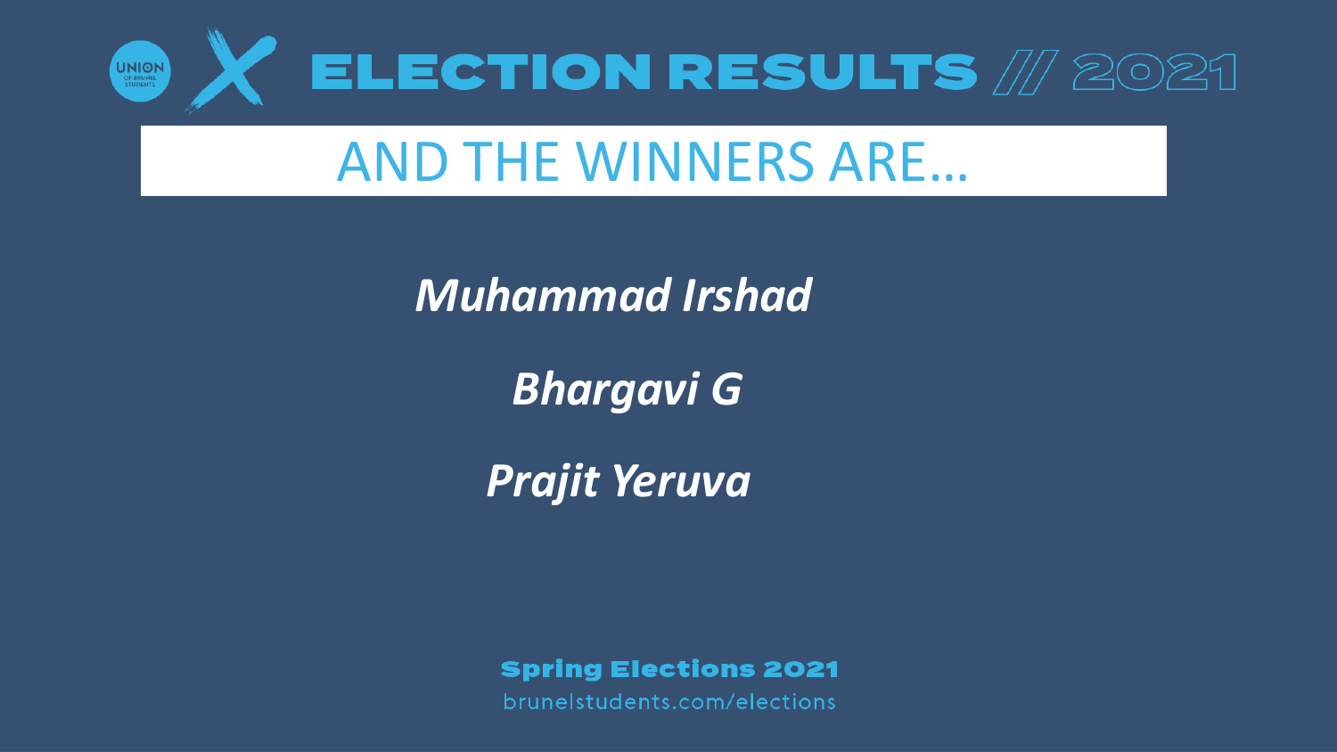# ELECTION RESULTS // 2021

## AND THE WINNERS ARE…

***Muhammad Irshad***

***Bhargavi G***

***Prajit Yeruva***

**Spring Elections 2021**

brunelstudents.com/elections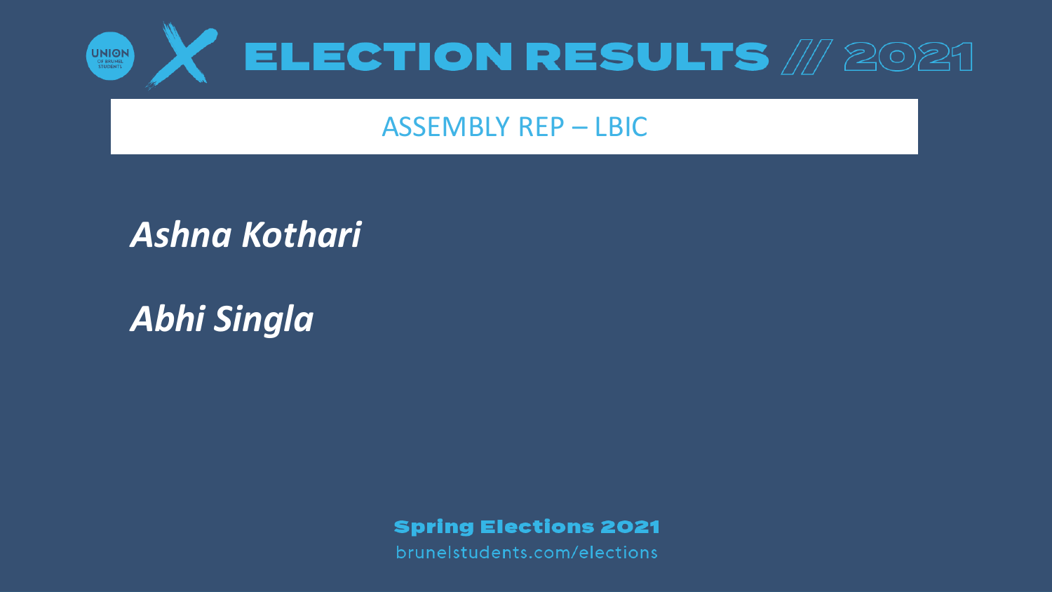# ELECTION RESULTS // 2021

## ASSEMBLY REP – LBIC

***Ashna Kothari***

***Abhi Singla***

**Spring Elections 2021**

brunelstudents.com/elections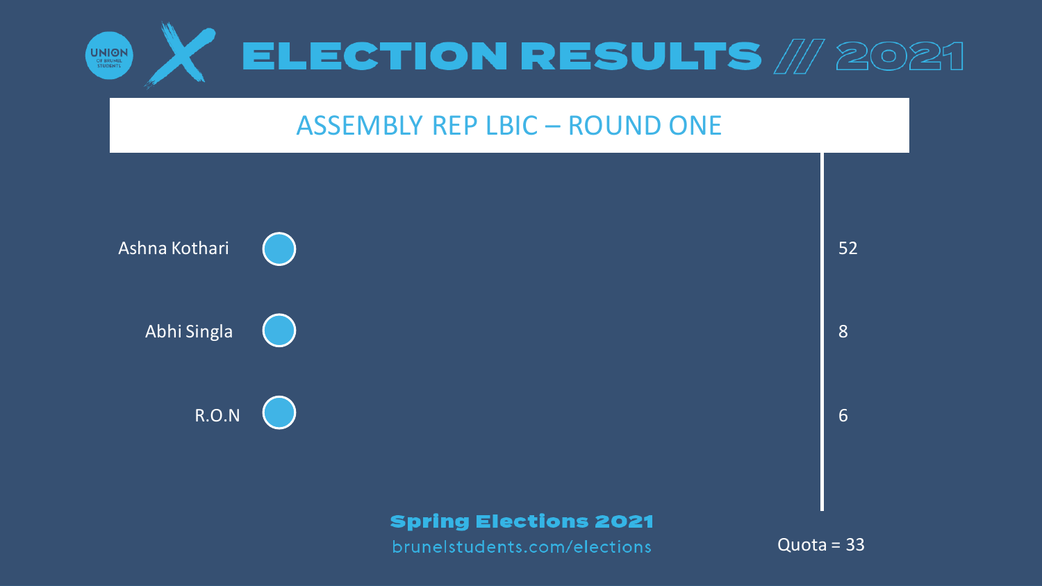# ELECTION RESULTS // 2021

## ASSEMBLY REP LBIC – ROUND ONE

| Candidate | Votes |
| --- | --- |
| Ashna Kothari | 52 |
| Abhi Singla | 8 |
| R.O.N | 6 |

Quota = 33

**Spring Elections 2021**

brunelstudents.com/elections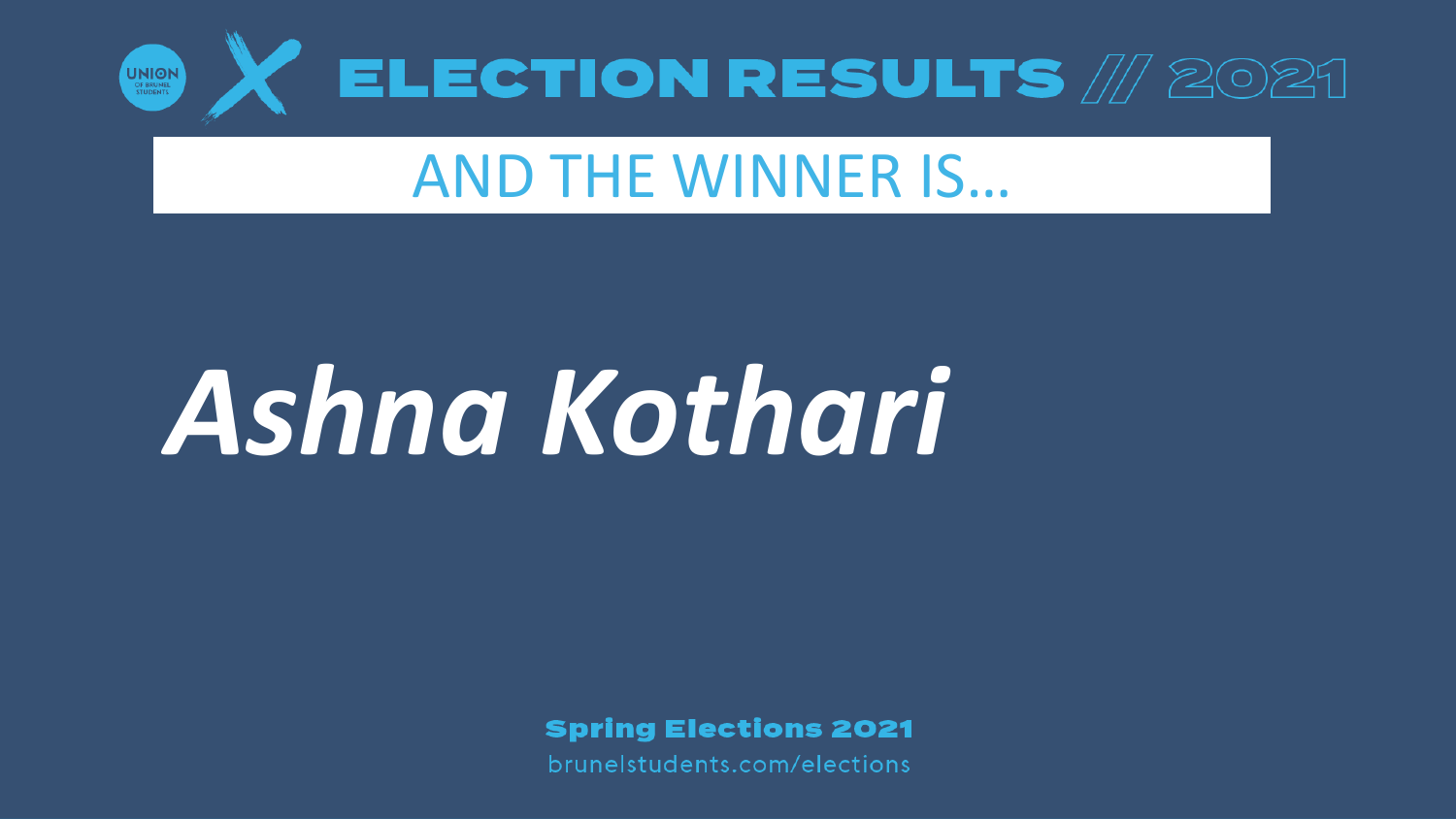# ELECTION RESULTS // 2021

## AND THE WINNER IS…

# *Ashna Kothari*

**Spring Elections 2021**

brunelstudents.com/elections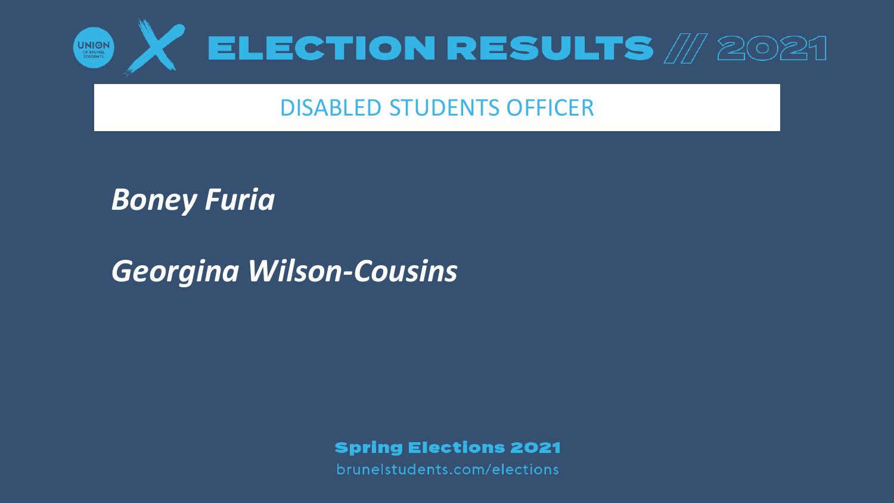# ELECTION RESULTS // 2021

## DISABLED STUDENTS OFFICER

***Boney Furia***

***Georgina Wilson-Cousins***

**Spring Elections 2021**

brunelstudents.com/elections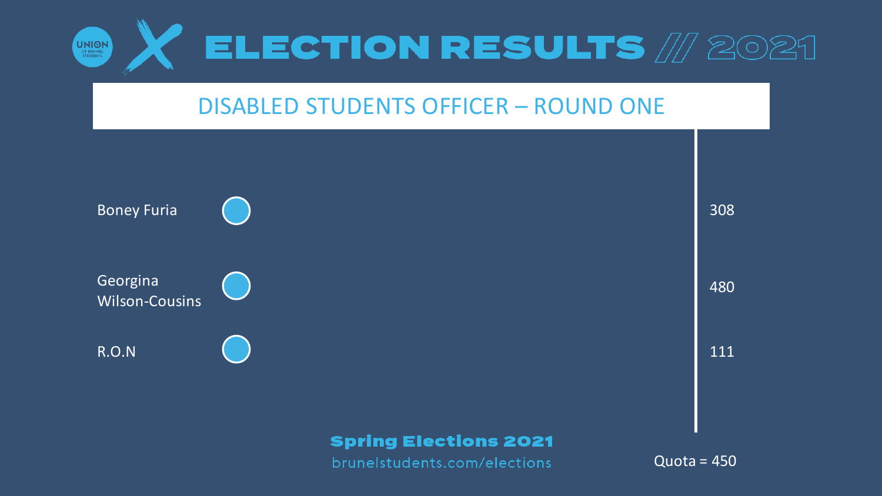# ELECTION RESULTS // 2021

## DISABLED STUDENTS OFFICER – ROUND ONE

| Candidate | Votes |
|---|---|
| Boney Furia | 308 |
| Georgina Wilson-Cousins | 480 |
| R.O.N | 111 |

Quota = 450

**Spring Elections 2021**

brunelstudents.com/elections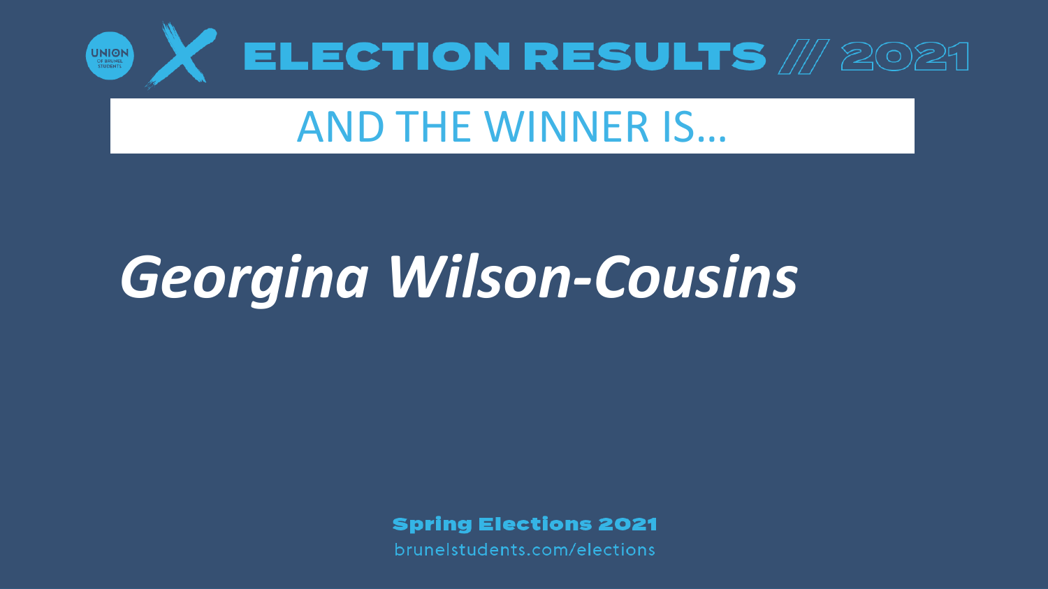# ELECTION RESULTS // 2021

## AND THE WINNER IS…

***Georgina Wilson-Cousins***

**Spring Elections 2021**

brunelstudents.com/elections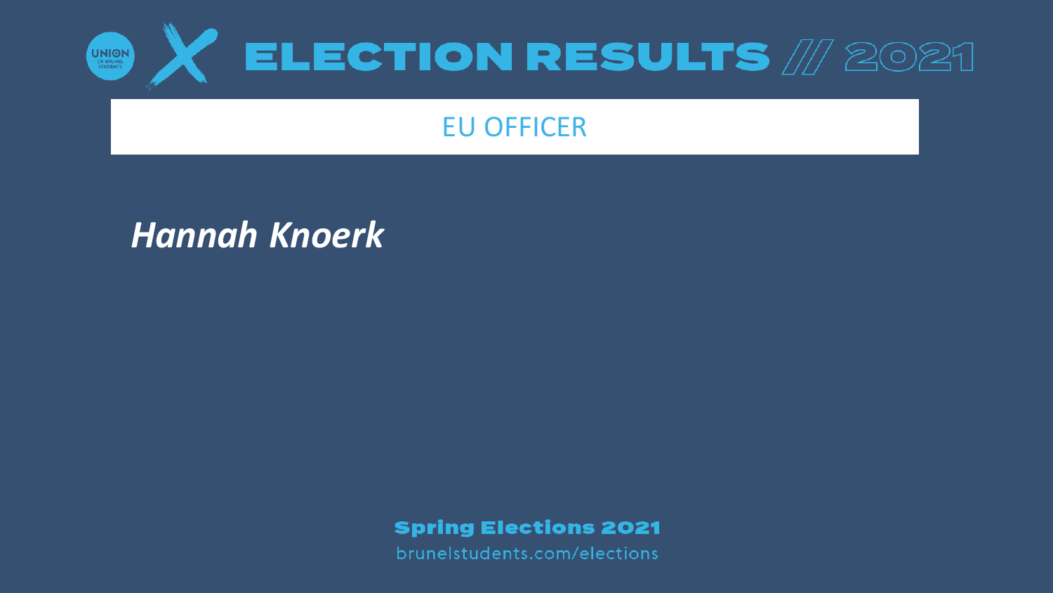# ELECTION RESULTS // 2021

## EU OFFICER

***Hannah Knoerk***

**Spring Elections 2021**

brunelstudents.com/elections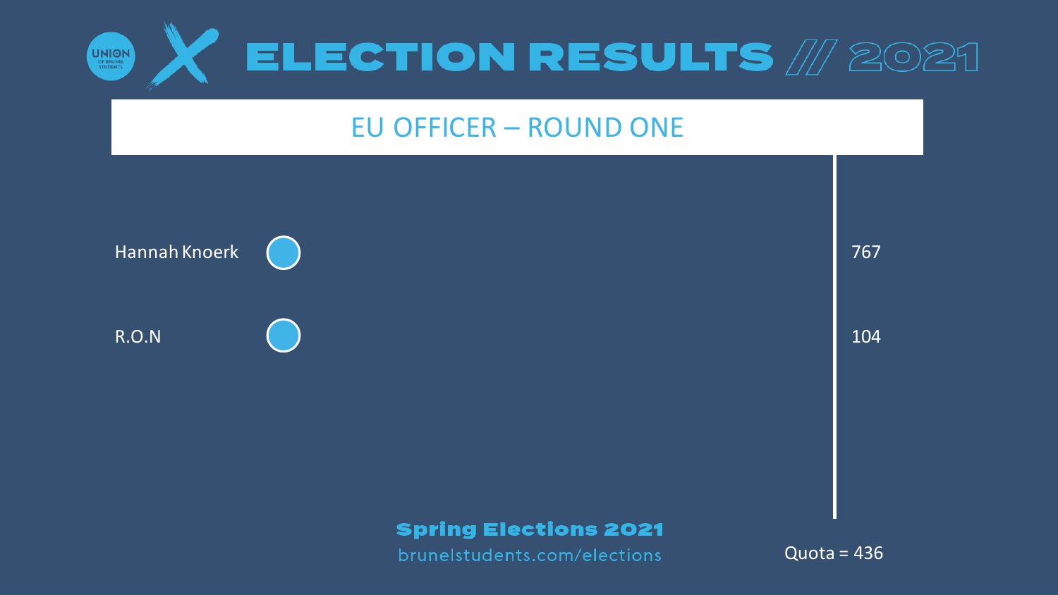# ELECTION RESULTS // 2021

## EU OFFICER – ROUND ONE

| Candidate | Votes |
|---|---|
| Hannah Knoerk | 767 |
| R.O.N | 104 |

Quota = 436

**Spring Elections 2021**

brunelstudents.com/elections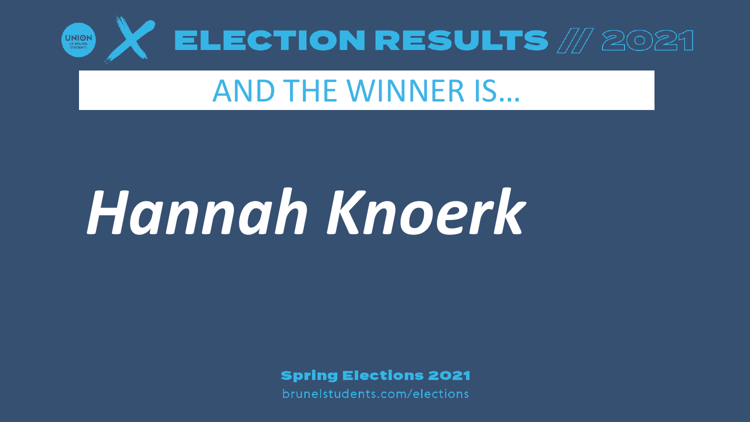UNION OF BRUNEL STUDENTS

# ELECTION RESULTS // 2021

## AND THE WINNER IS…

# *Hannah Knoerk*

**Spring Elections 2021**

brunelstudents.com/elections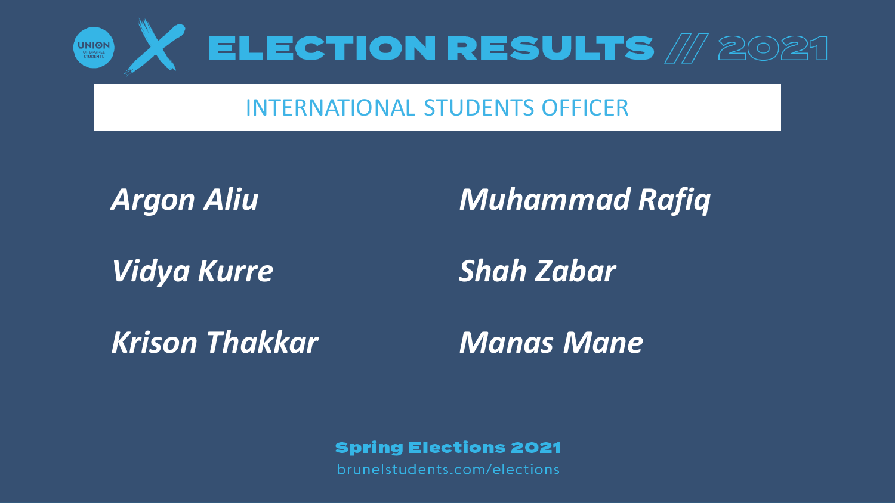UNION OF BRUNEL STUDENTS

# ELECTION RESULTS // 2021

## INTERNATIONAL STUDENTS OFFICER

*Argon Aliu*

*Vidya Kurre*

*Krison Thakkar*

*Muhammad Rafiq*

*Shah Zabar*

*Manas Mane*

**Spring Elections 2021**

brunelstudents.com/elections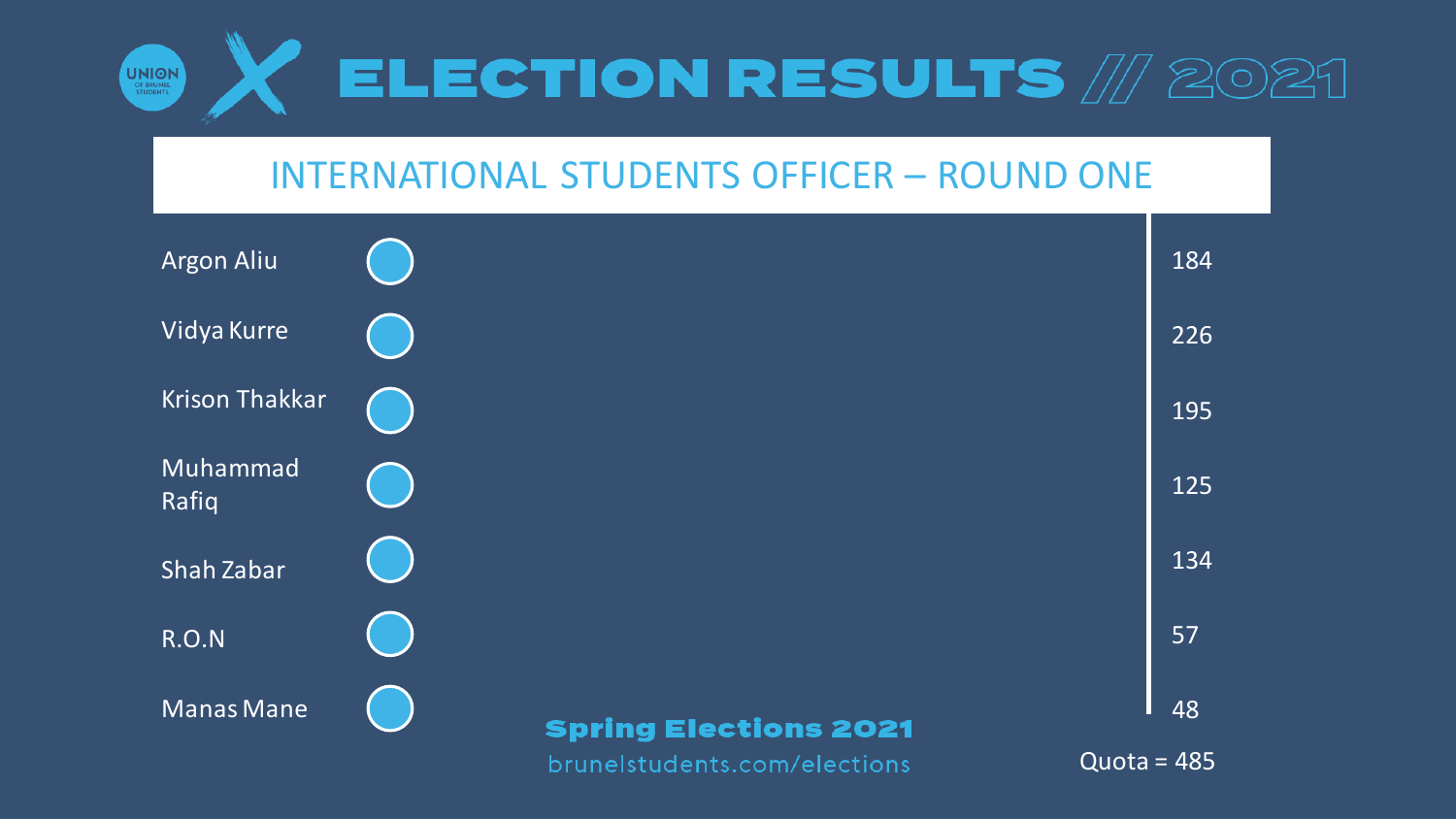# ELECTION RESULTS // 2021

## INTERNATIONAL STUDENTS OFFICER – ROUND ONE

| Candidate | Votes |
| --- | --- |
| Argon Aliu | 184 |
| Vidya Kurre | 226 |
| Krison Thakkar | 195 |
| Muhammad Rafiq | 125 |
| Shah Zabar | 134 |
| R.O.N | 57 |
| Manas Mane | 48 |

Quota = 485

**Spring Elections 2021**

brunelstudents.com/elections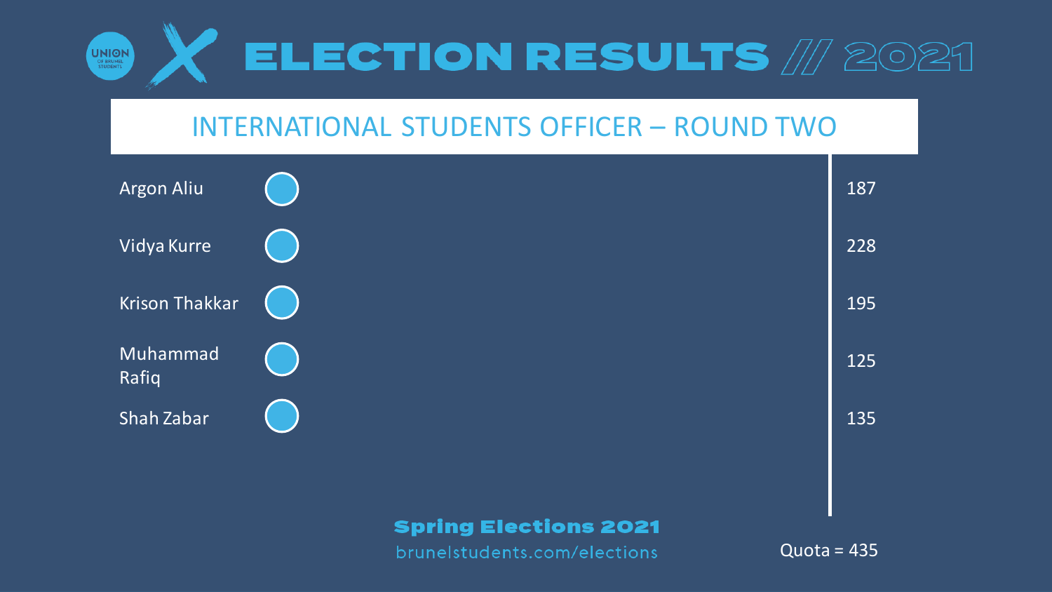# ELECTION RESULTS /// 2021

## INTERNATIONAL STUDENTS OFFICER – ROUND TWO

| Candidate | Votes |
|---|---|
| Argon Aliu | 187 |
| Vidya Kurre | 228 |
| Krison Thakkar | 195 |
| Muhammad Rafiq | 125 |
| Shah Zabar | 135 |

Quota = 435

**Spring Elections 2021**

brunelstudents.com/elections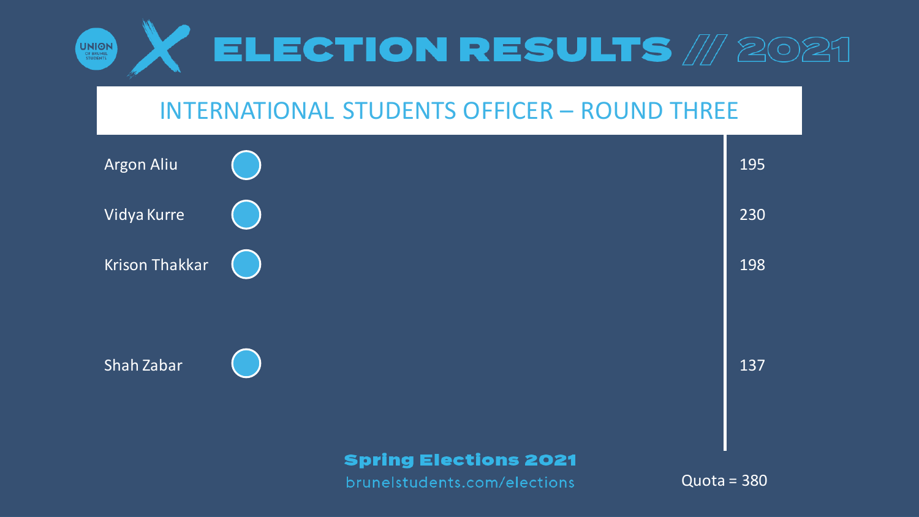# ELECTION RESULTS // 2021

## INTERNATIONAL STUDENTS OFFICER – ROUND THREE

| Candidate | Votes |
|---|---|
| Argon Aliu | 195 |
| Vidya Kurre | 230 |
| Krison Thakkar | 198 |
| Shah Zabar | 137 |

Quota = 380

**Spring Elections 2021**

brunelstudents.com/elections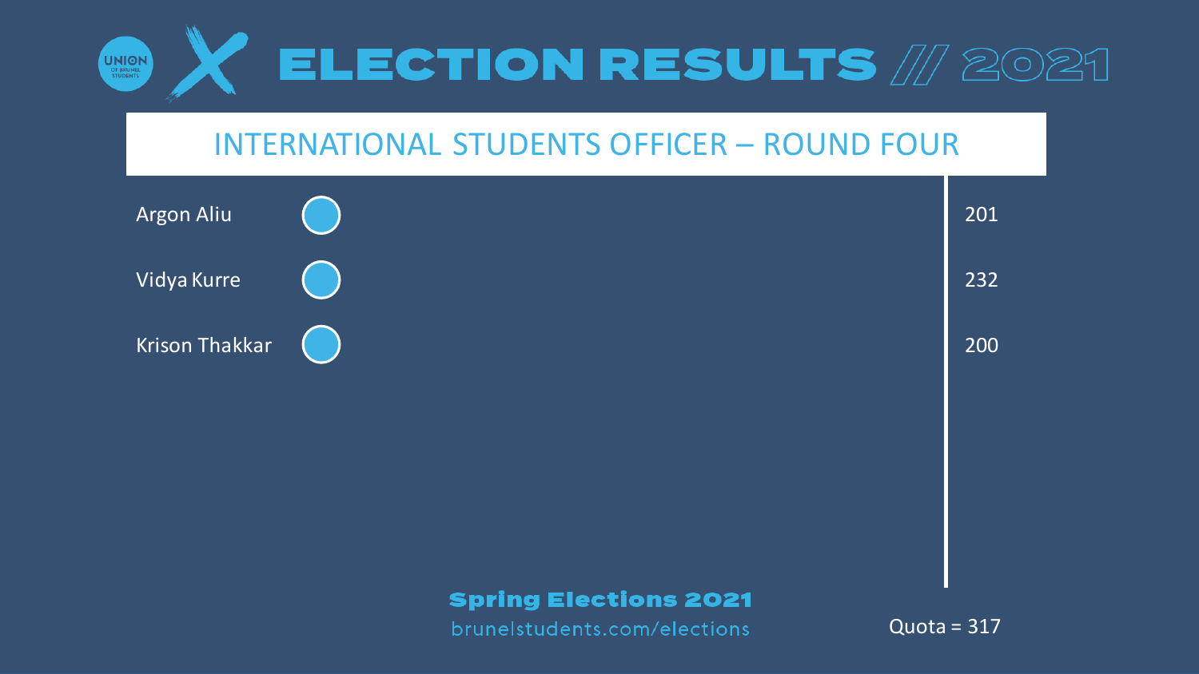# ELECTION RESULTS // 2021

## INTERNATIONAL STUDENTS OFFICER – ROUND FOUR

| Candidate | Votes |
|---|---|
| Argon Aliu | 201 |
| Vidya Kurre | 232 |
| Krison Thakkar | 200 |

Quota = 317

**Spring Elections 2021**

brunelstudents.com/elections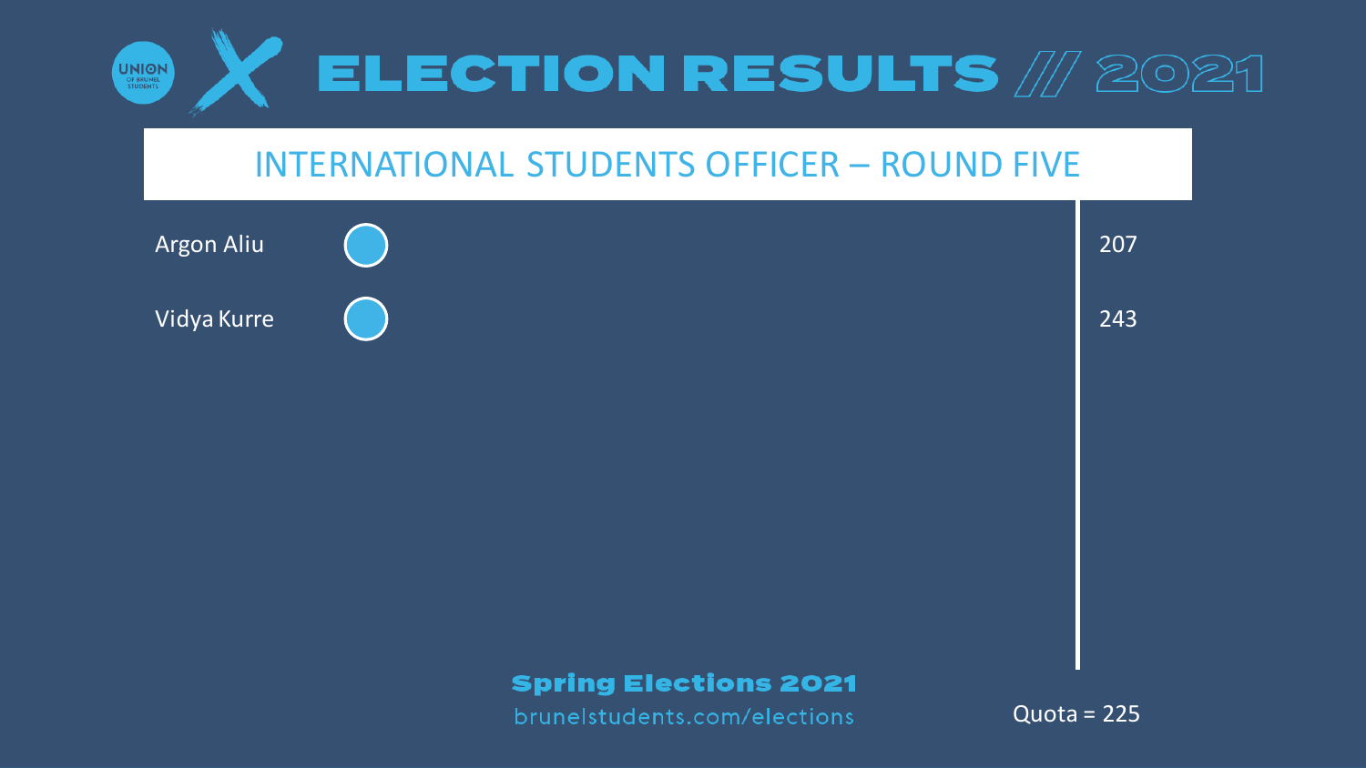# ELECTION RESULTS // 2021

## INTERNATIONAL STUDENTS OFFICER – ROUND FIVE

| Candidate | Votes |
| --- | --- |
| Argon Aliu | 207 |
| Vidya Kurre | 243 |

Quota = 225

**Spring Elections 2021**

brunelstudents.com/elections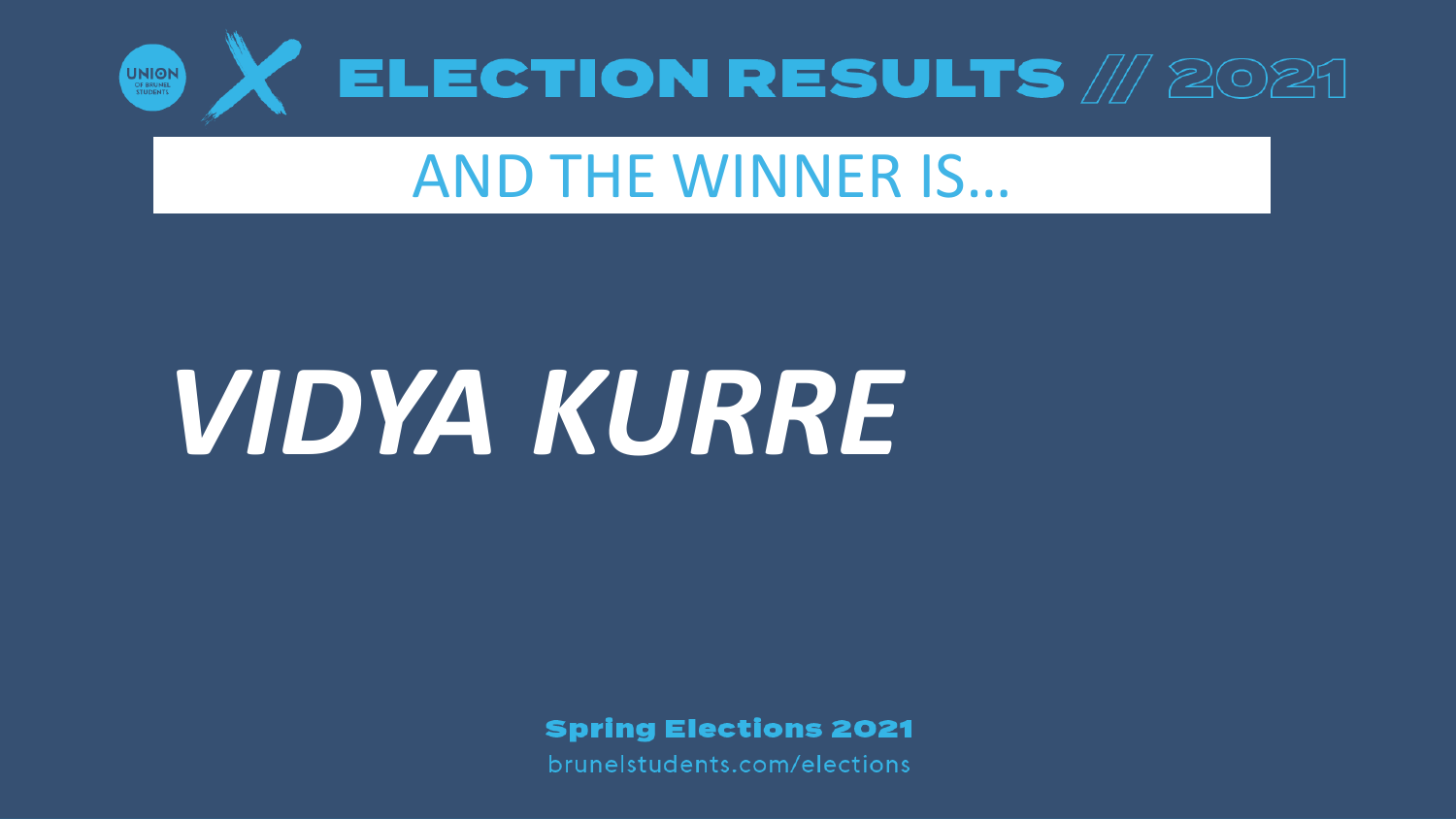# ELECTION RESULTS // 2021

## AND THE WINNER IS…

# *VIDYA KURRE*

**Spring Elections 2021**

brunelstudents.com/elections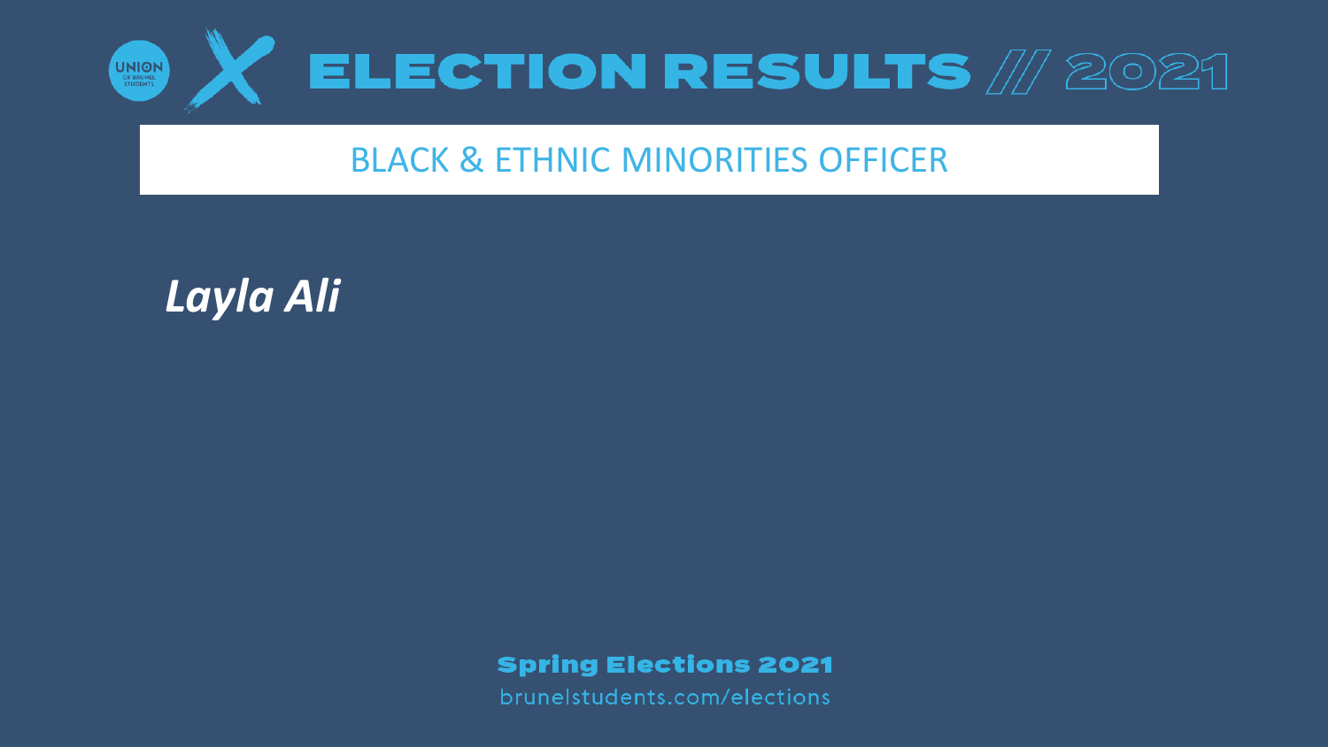# ELECTION RESULTS // 2021

## BLACK & ETHNIC MINORITIES OFFICER

***Layla Ali***

**Spring Elections 2021**

brunelstudents.com/elections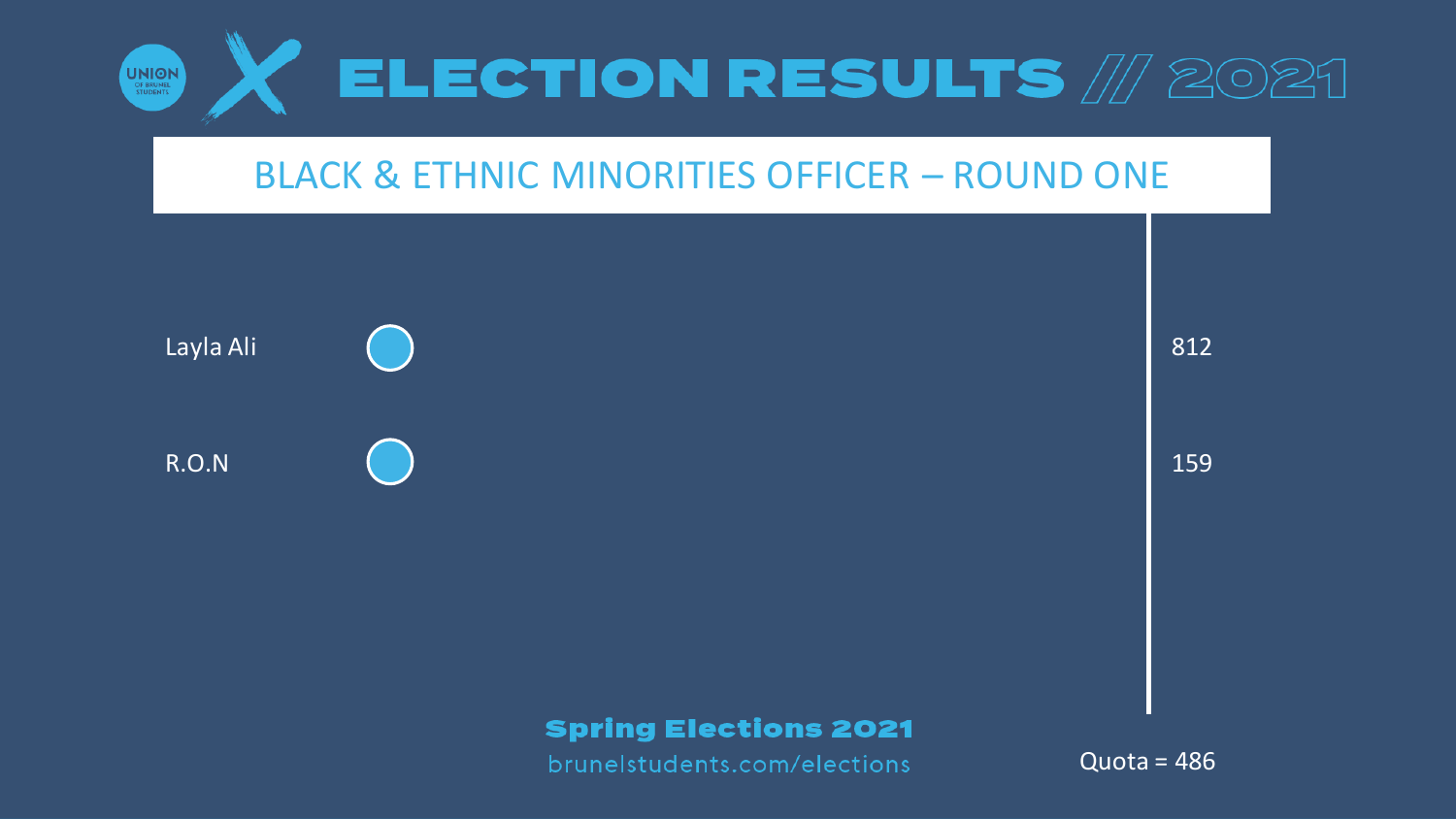# ELECTION RESULTS // 2021

## BLACK & ETHNIC MINORITIES OFFICER – ROUND ONE

| Candidate | Votes |
| --- | --- |
| Layla Ali | 812 |
| R.O.N | 159 |

Quota = 486

**Spring Elections 2021**

brunelstudents.com/elections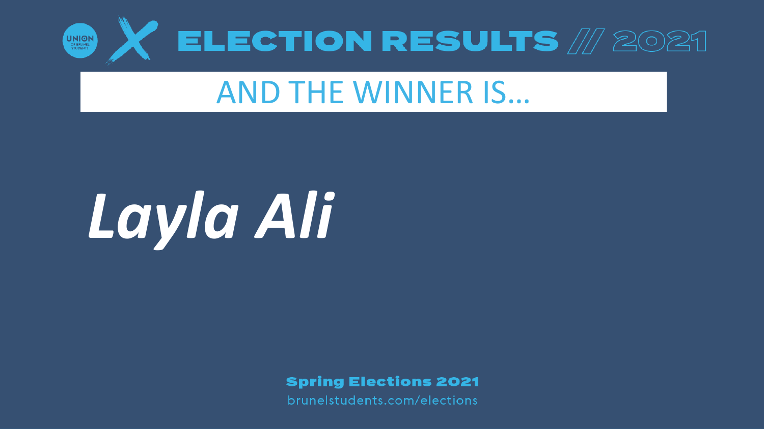UNION OF BRUNEL STUDENTS

# ELECTION RESULTS // 2021

## AND THE WINNER IS…

***Layla Ali***

**Spring Elections 2021**

brunelstudents.com/elections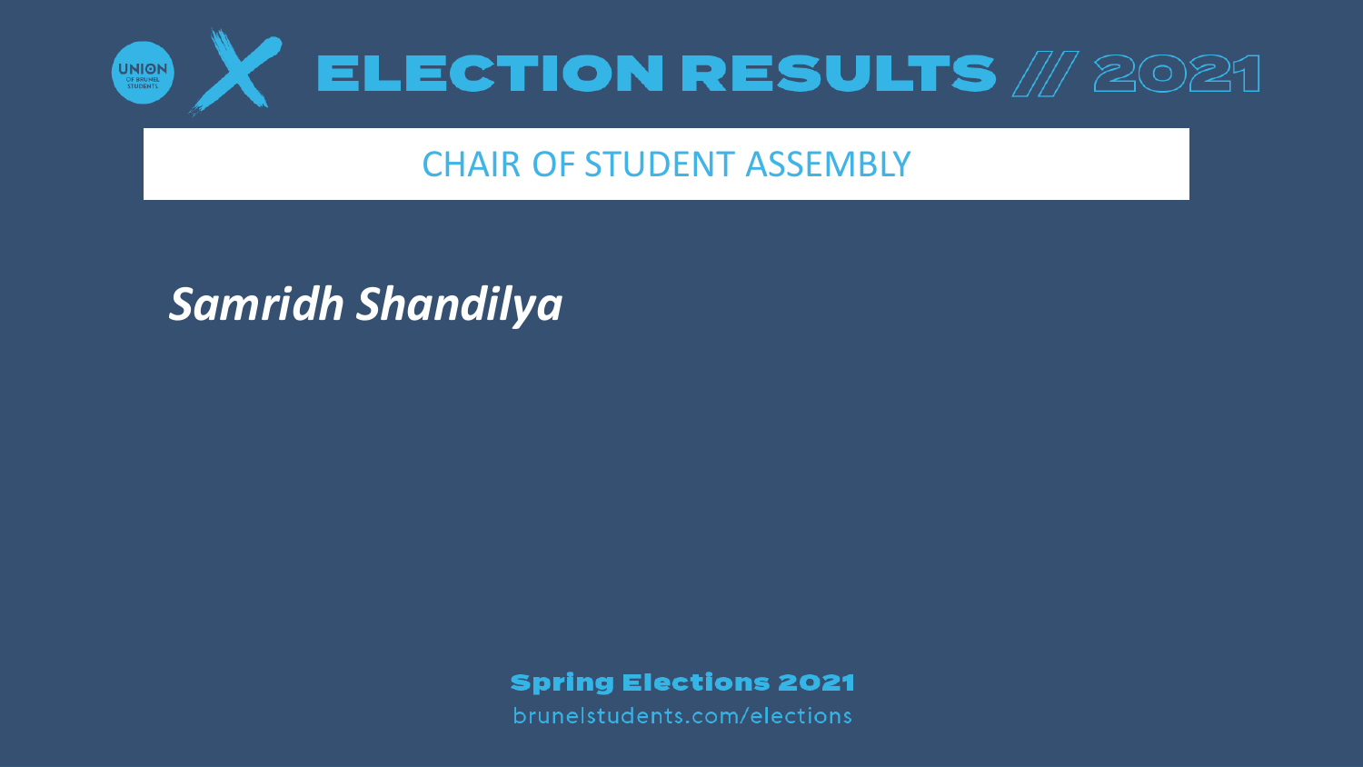# ELECTION RESULTS // 2021

## CHAIR OF STUDENT ASSEMBLY

***Samridh Shandilya***

**Spring Elections 2021**

brunelstudents.com/elections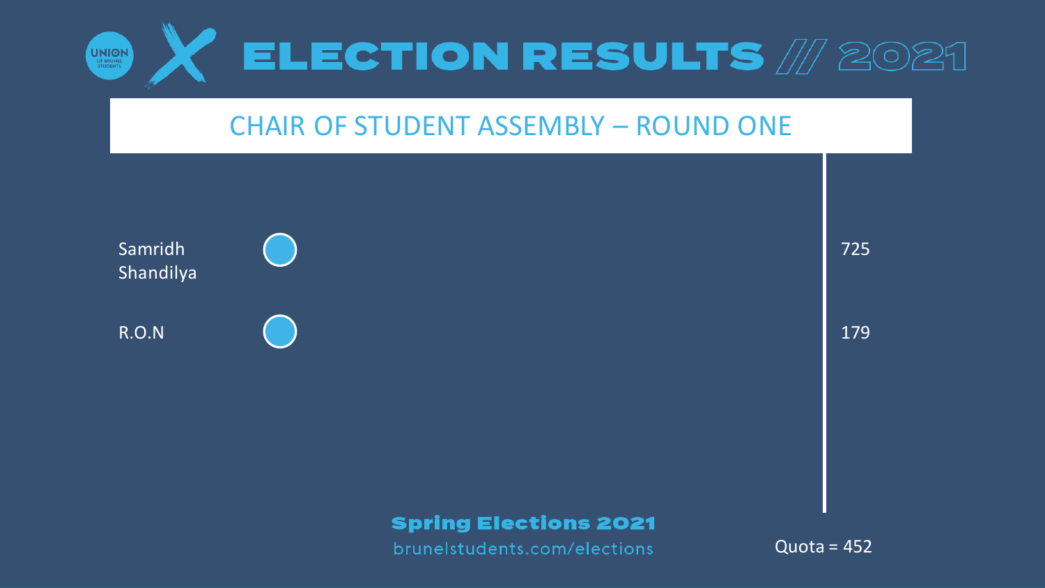# ELECTION RESULTS // 2021

## CHAIR OF STUDENT ASSEMBLY – ROUND ONE

| Candidate | Votes |
| --- | --- |
| Samridh Shandilya | 725 |
| R.O.N | 179 |

Quota = 452

**Spring Elections 2021**

brunelstudents.com/elections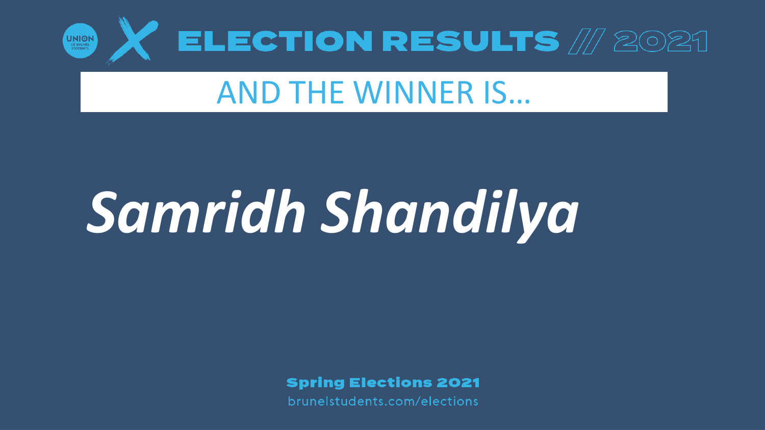UNION OF BRUNEL STUDENTS

# ELECTION RESULTS // 2021

## AND THE WINNER IS…

***Samridh Shandilya***

**Spring Elections 2021**

brunelstudents.com/elections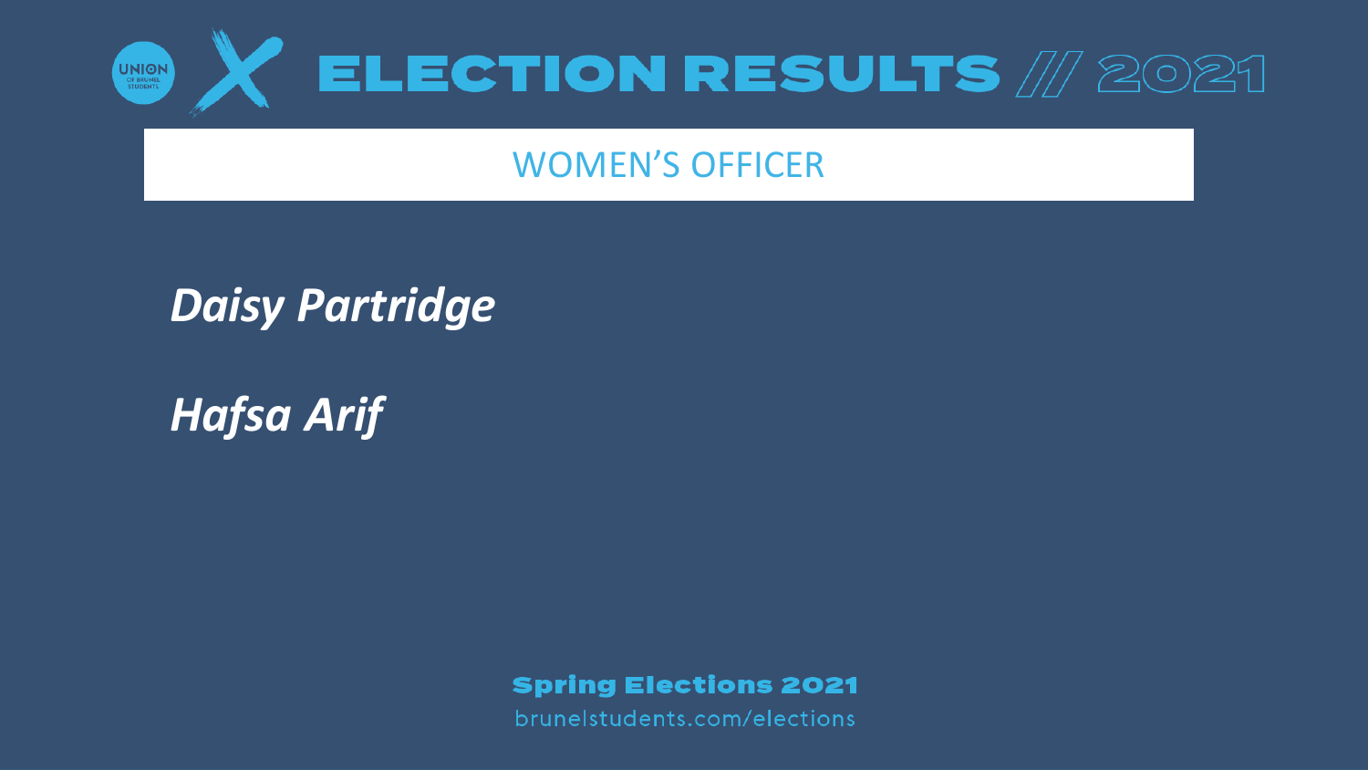# ELECTION RESULTS // 2021

## WOMEN'S OFFICER

***Daisy Partridge***

***Hafsa Arif***

**Spring Elections 2021**

brunelstudents.com/elections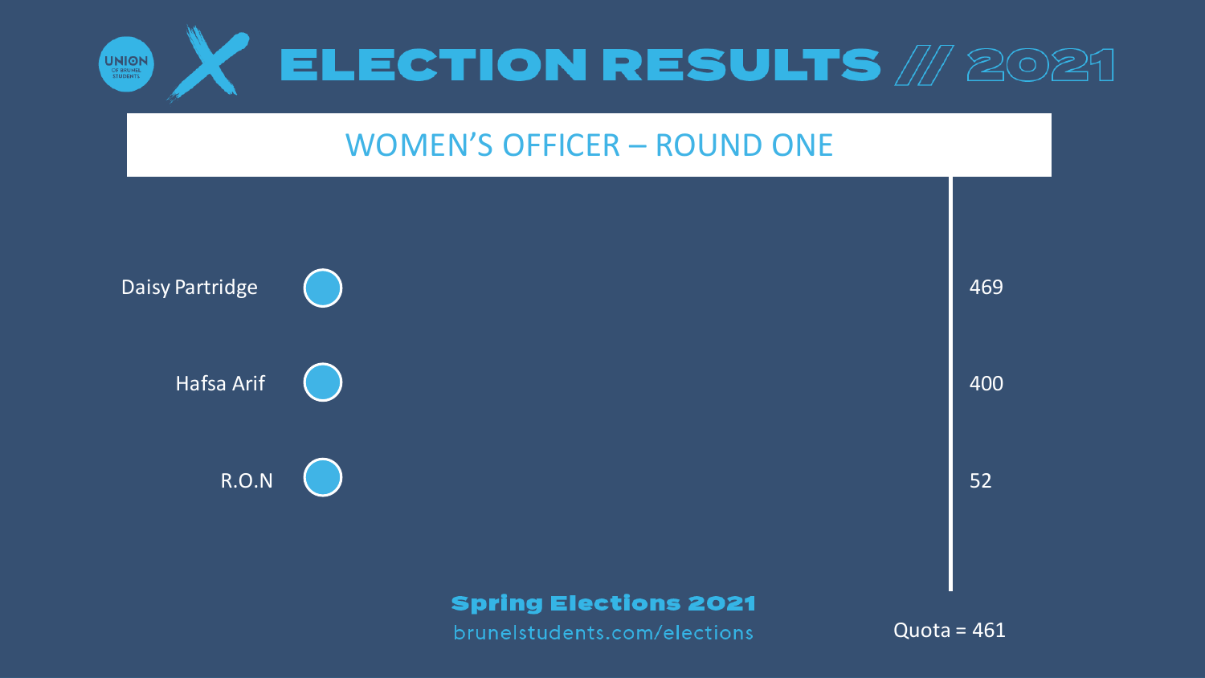# ELECTION RESULTS // 2021

## WOMEN'S OFFICER – ROUND ONE

| Candidate | Votes |
| --- | --- |
| Daisy Partridge | 469 |
| Hafsa Arif | 400 |
| R.O.N | 52 |

Quota = 461

**Spring Elections 2021**

brunelstudents.com/elections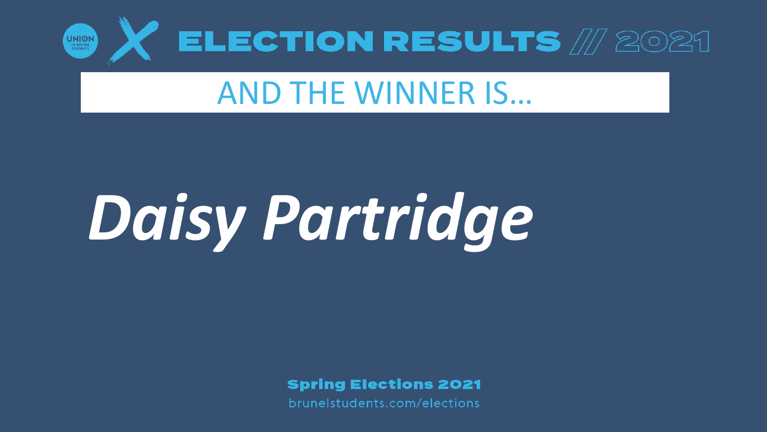UNION OF BRUNEL STUDENTS

# ELECTION RESULTS // 2021

## AND THE WINNER IS…

# *Daisy Partridge*

**Spring Elections 2021**

brunelstudents.com/elections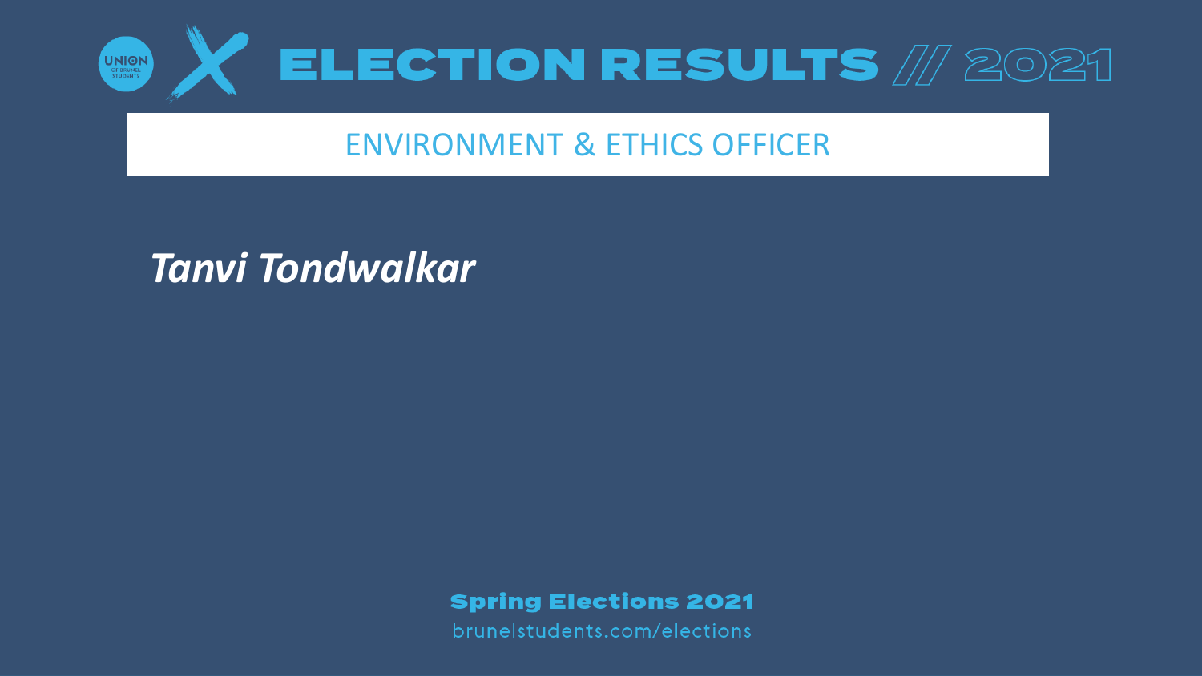# ELECTION RESULTS // 2021

## ENVIRONMENT & ETHICS OFFICER

***Tanvi Tondwalkar***

**Spring Elections 2021**

brunelstudents.com/elections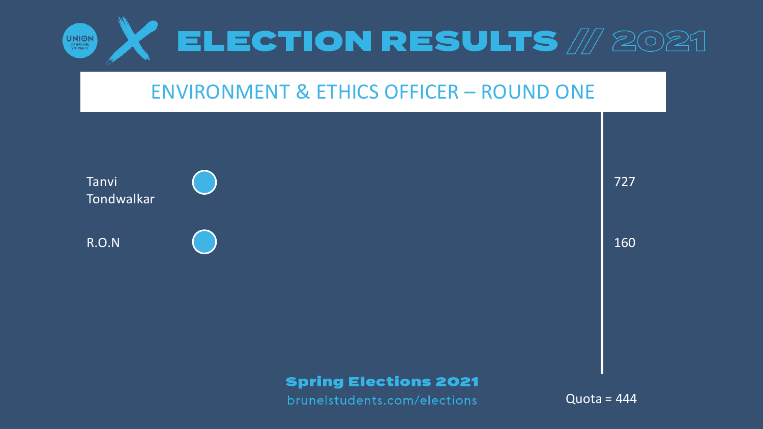# ELECTION RESULTS // 2021

## ENVIRONMENT & ETHICS OFFICER – ROUND ONE

| Candidate | Votes |
| --- | --- |
| Tanvi Tondwalkar | 727 |
| R.O.N | 160 |

Quota = 444

**Spring Elections 2021**

brunelstudents.com/elections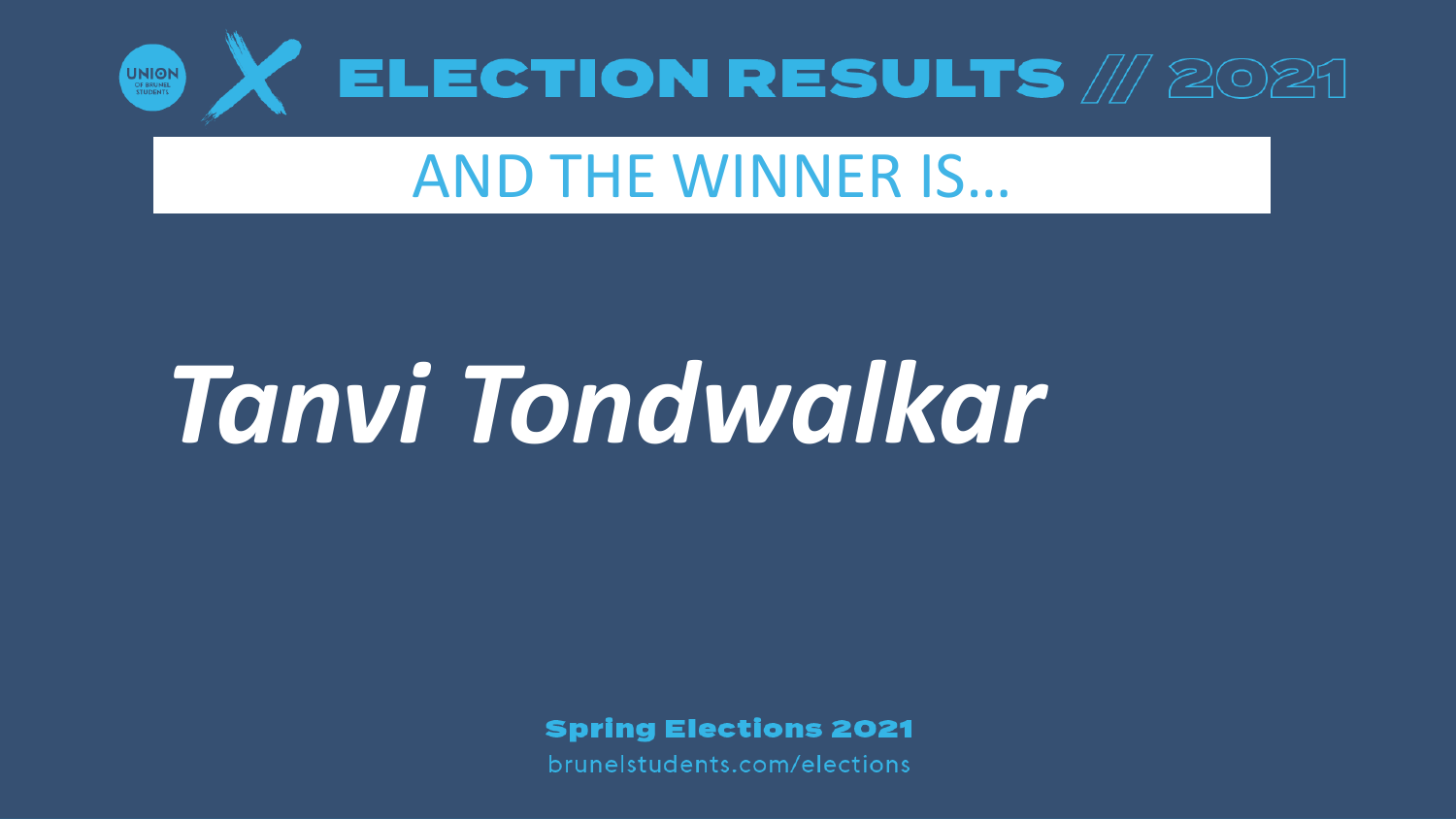# ELECTION RESULTS // 2021

## AND THE WINNER IS…

# *Tanvi Tondwalkar*

**Spring Elections 2021**

brunelstudents.com/elections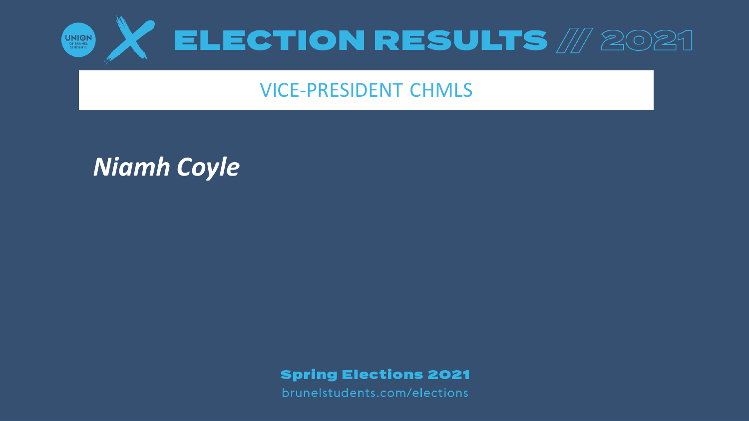# ELECTION RESULTS // 2021

## VICE-PRESIDENT CHMLS

***Niamh Coyle***

**Spring Elections 2021**

brunelstudents.com/elections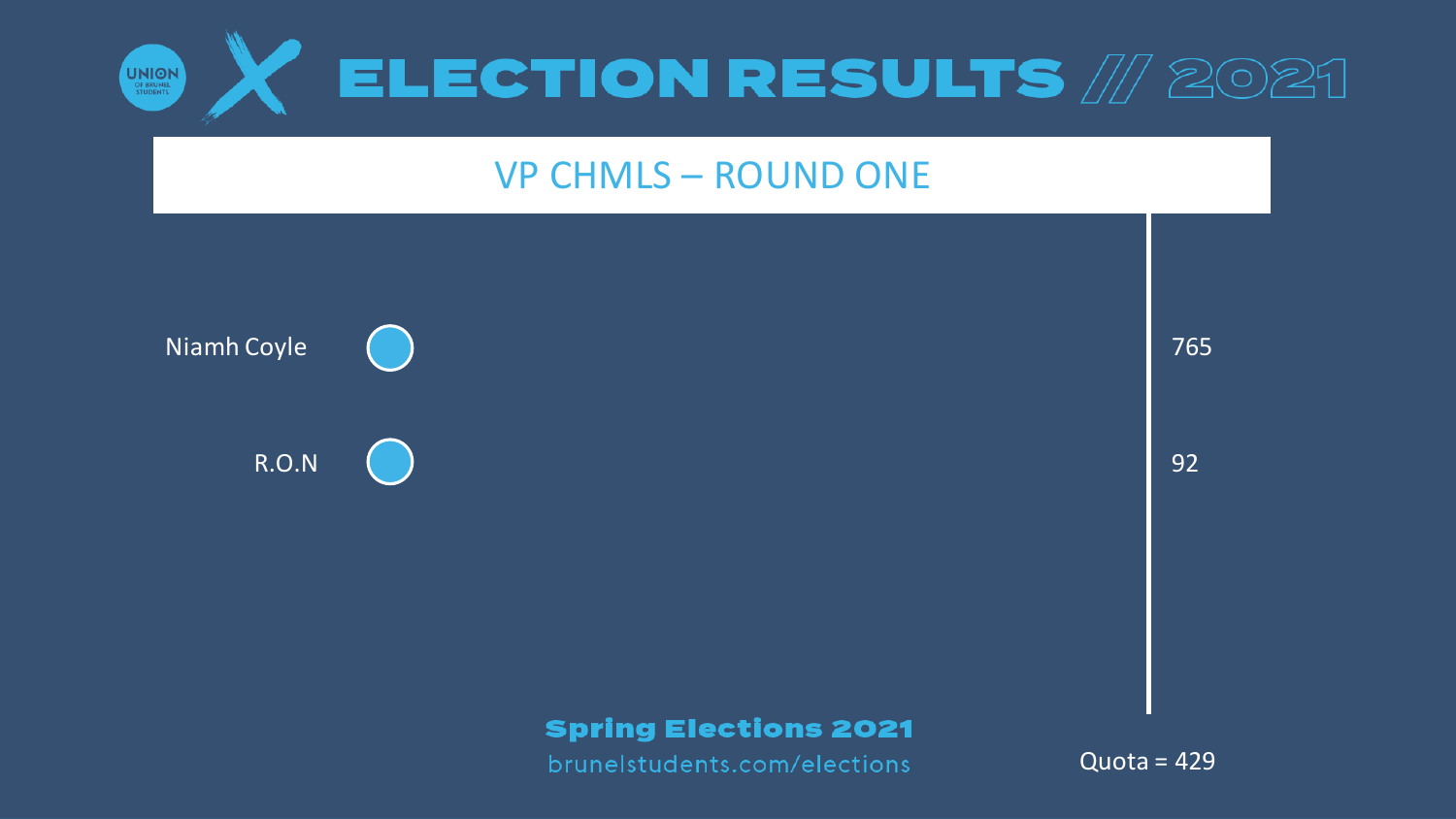# ELECTION RESULTS // 2021

## VP CHMLS – ROUND ONE

| Candidate | Votes |
|---|---|
| Niamh Coyle | 765 |
| R.O.N | 92 |

Quota = 429

**Spring Elections 2021**

brunelstudents.com/elections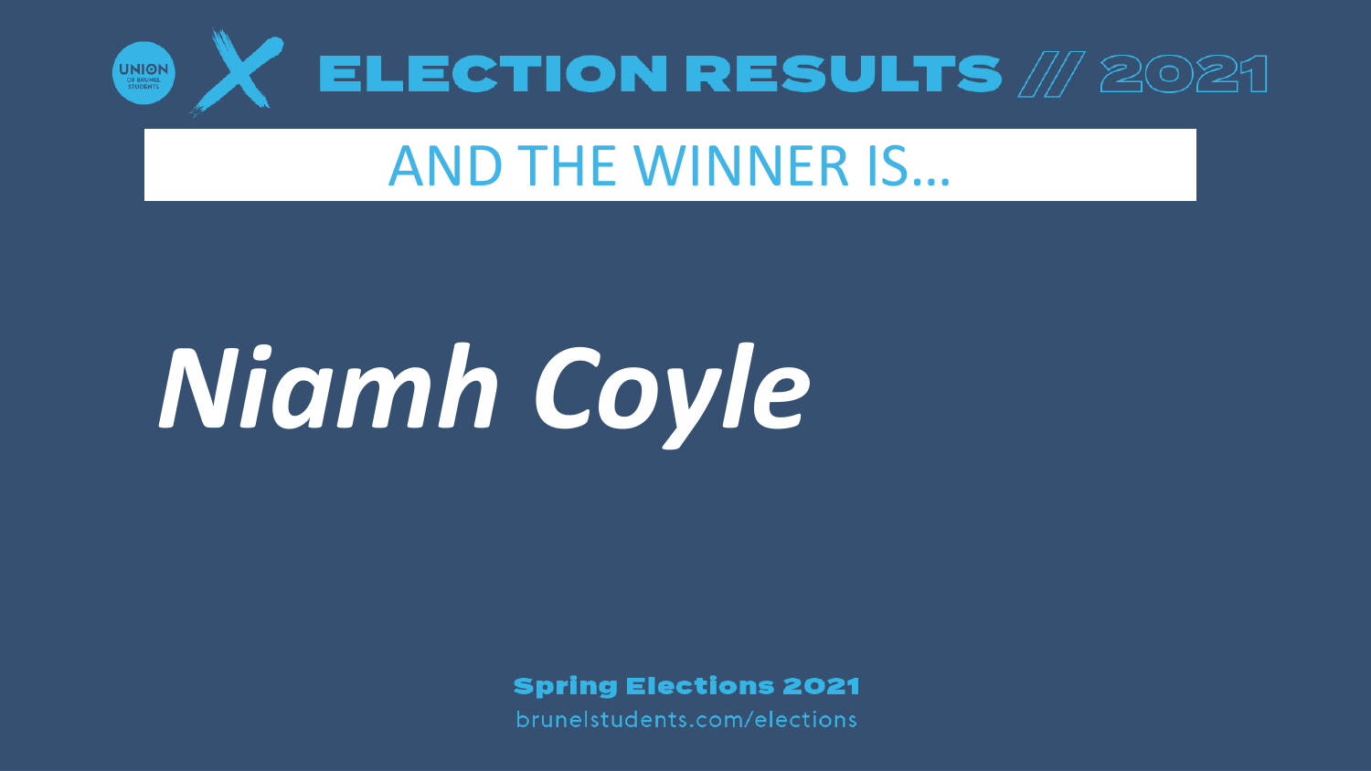# ELECTION RESULTS // 2021

## AND THE WINNER IS…

# *Niamh Coyle*

**Spring Elections 2021**

brunelstudents.com/elections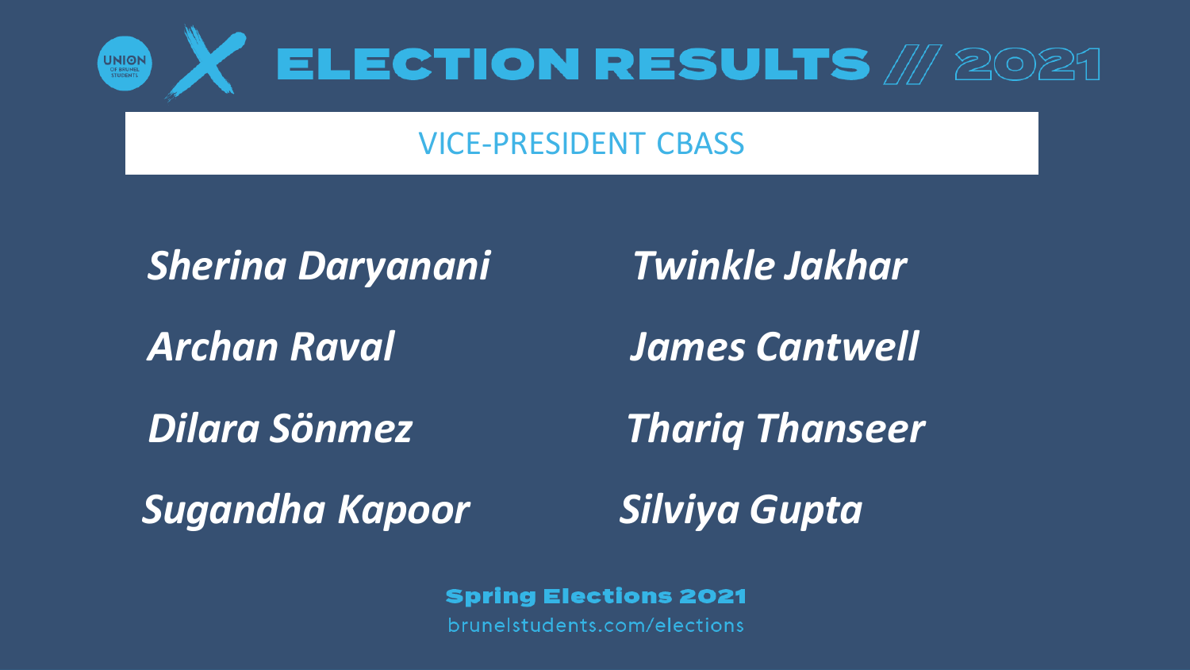# ELECTION RESULTS // 2021

## VICE-PRESIDENT CBASS

*Sherina Daryanani*

*Twinkle Jakhar*

*Archan Raval*

*James Cantwell*

*Dilara Sönmez*

*Thariq Thanseer*

*Sugandha Kapoor*

*Silviya Gupta*

**Spring Elections 2021**

brunelstudents.com/elections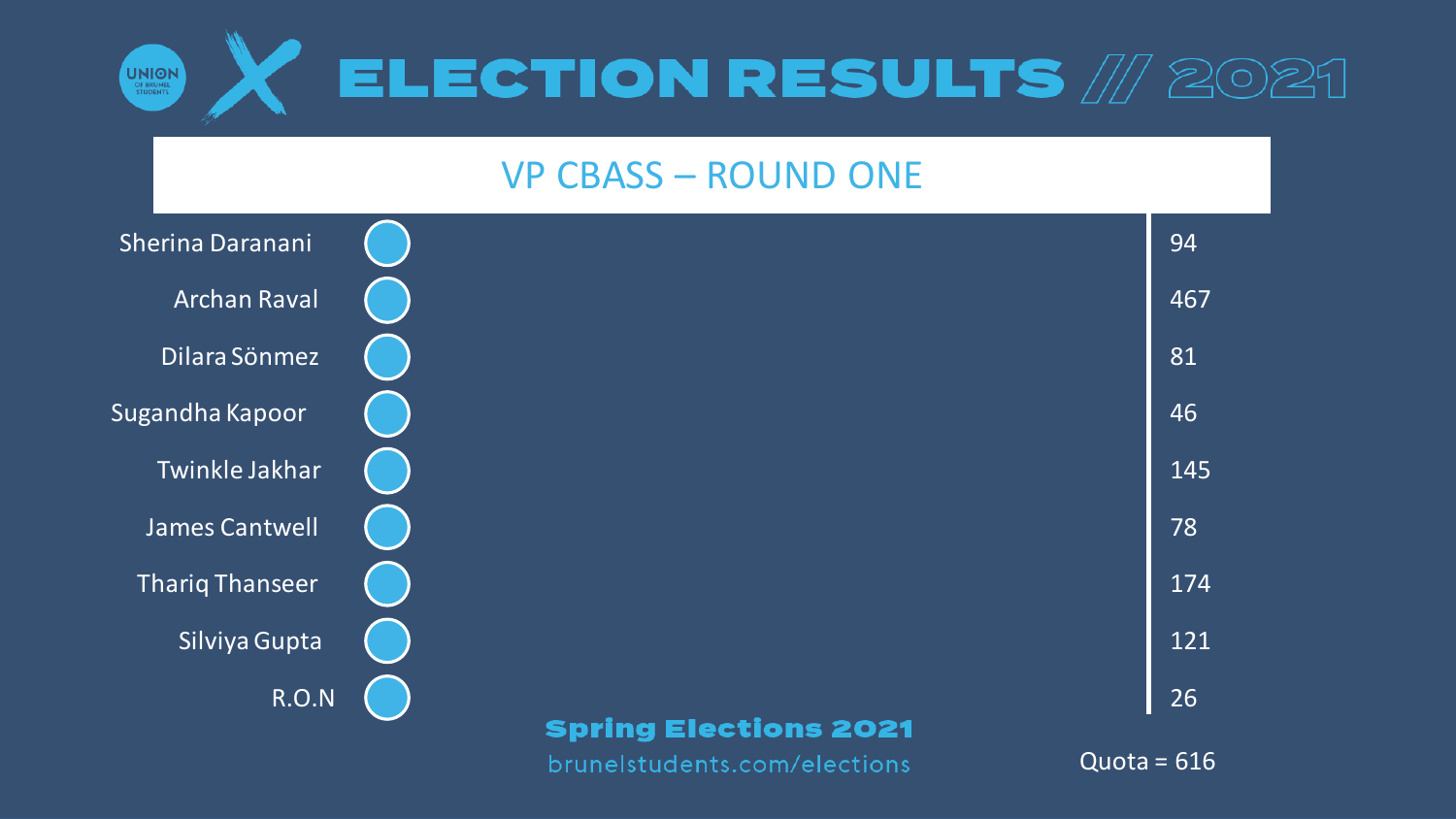# ELECTION RESULTS // 2021

## VP CBASS – ROUND ONE

| Candidate | Votes |
|---|---|
| Sherina Daranani | 94 |
| Archan Raval | 467 |
| Dilara Sönmez | 81 |
| Sugandha Kapoor | 46 |
| Twinkle Jakhar | 145 |
| James Cantwell | 78 |
| Thariq Thanseer | 174 |
| Silviya Gupta | 121 |
| R.O.N | 26 |

Quota = 616

**Spring Elections 2021**

brunelstudents.com/elections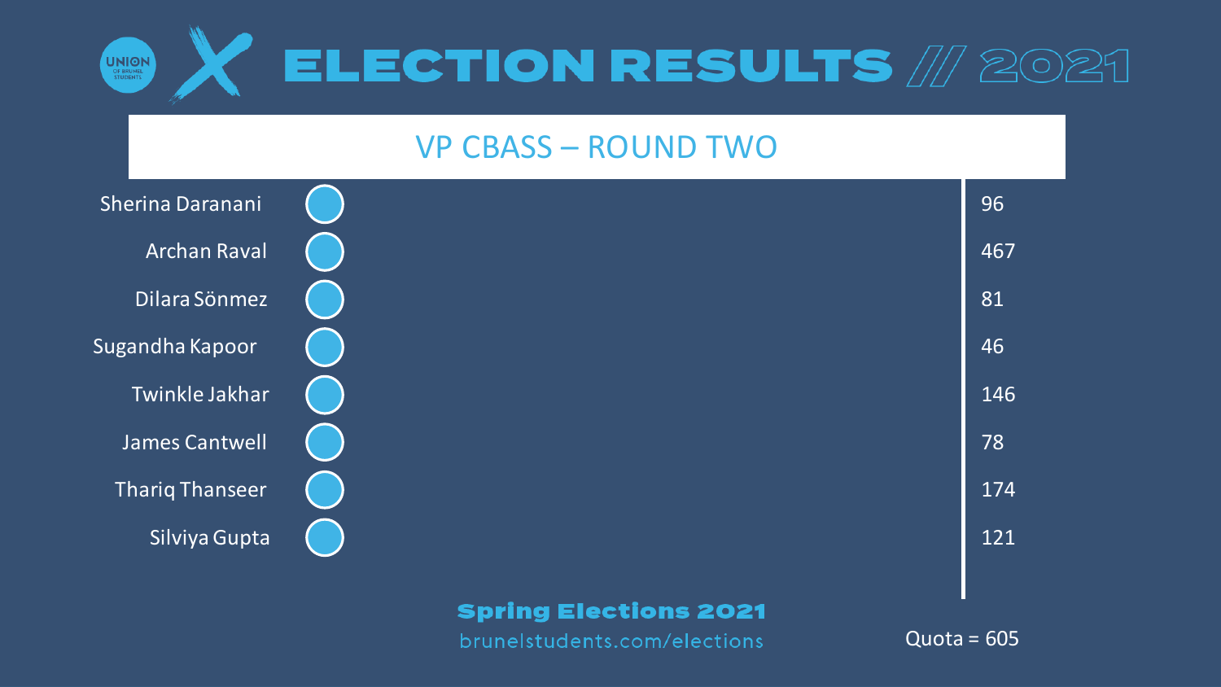# ELECTION RESULTS // 2021

## VP CBASS – ROUND TWO

| Candidate | Votes |
|---|---|
| Sherina Daranani | 96 |
| Archan Raval | 467 |
| Dilara Sönmez | 81 |
| Sugandha Kapoor | 46 |
| Twinkle Jakhar | 146 |
| James Cantwell | 78 |
| Thariq Thanseer | 174 |
| Silviya Gupta | 121 |

Quota = 605

**Spring Elections 2021**

brunelstudents.com/elections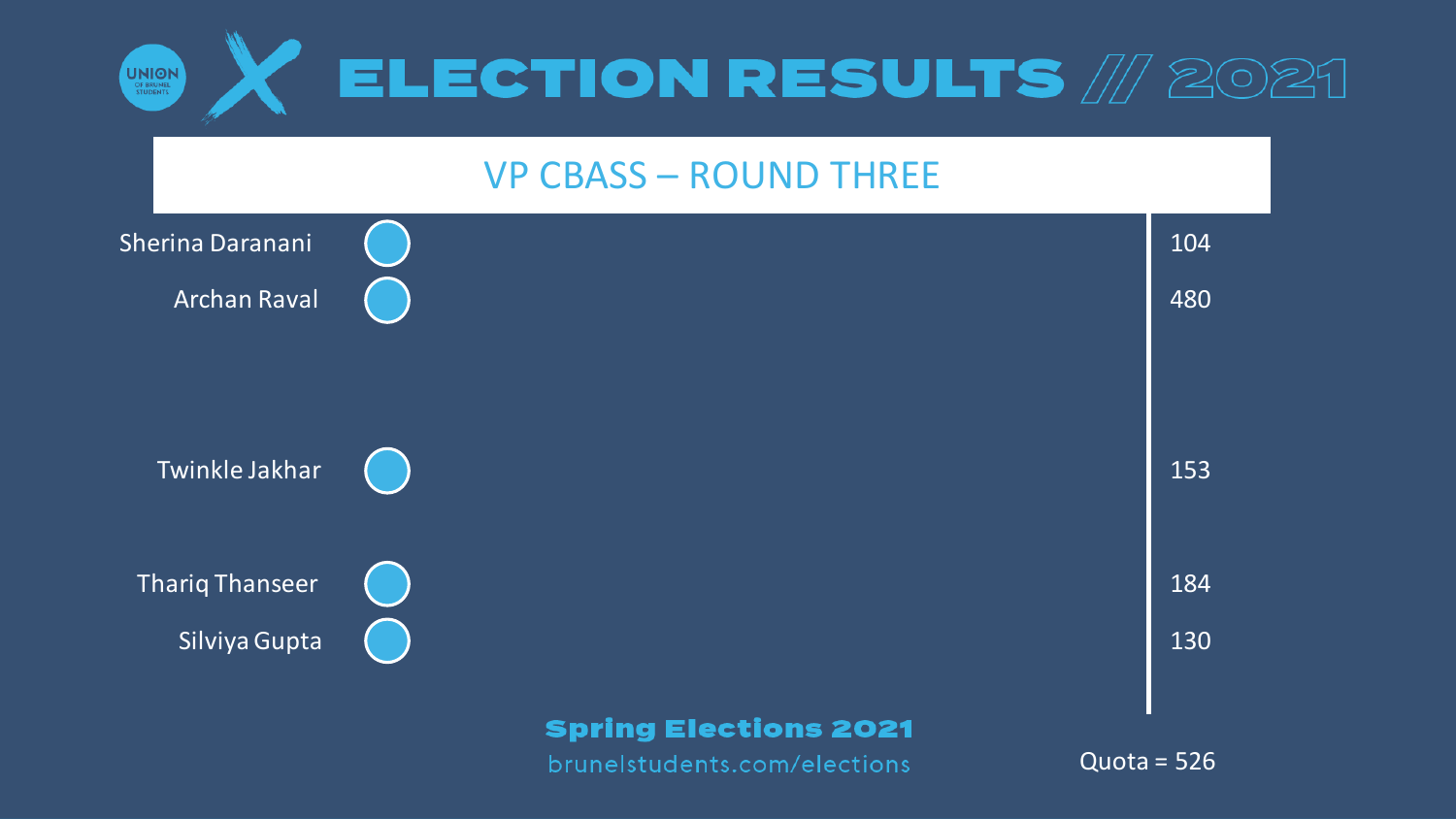# ELECTION RESULTS // 2021

## VP CBASS – ROUND THREE

| Candidate | Votes |
| --- | --- |
| Sherina Daranani | 104 |
| Archan Raval | 480 |
| Twinkle Jakhar | 153 |
| Thariq Thanseer | 184 |
| Silviya Gupta | 130 |

Quota = 526

**Spring Elections 2021**

brunelstudents.com/elections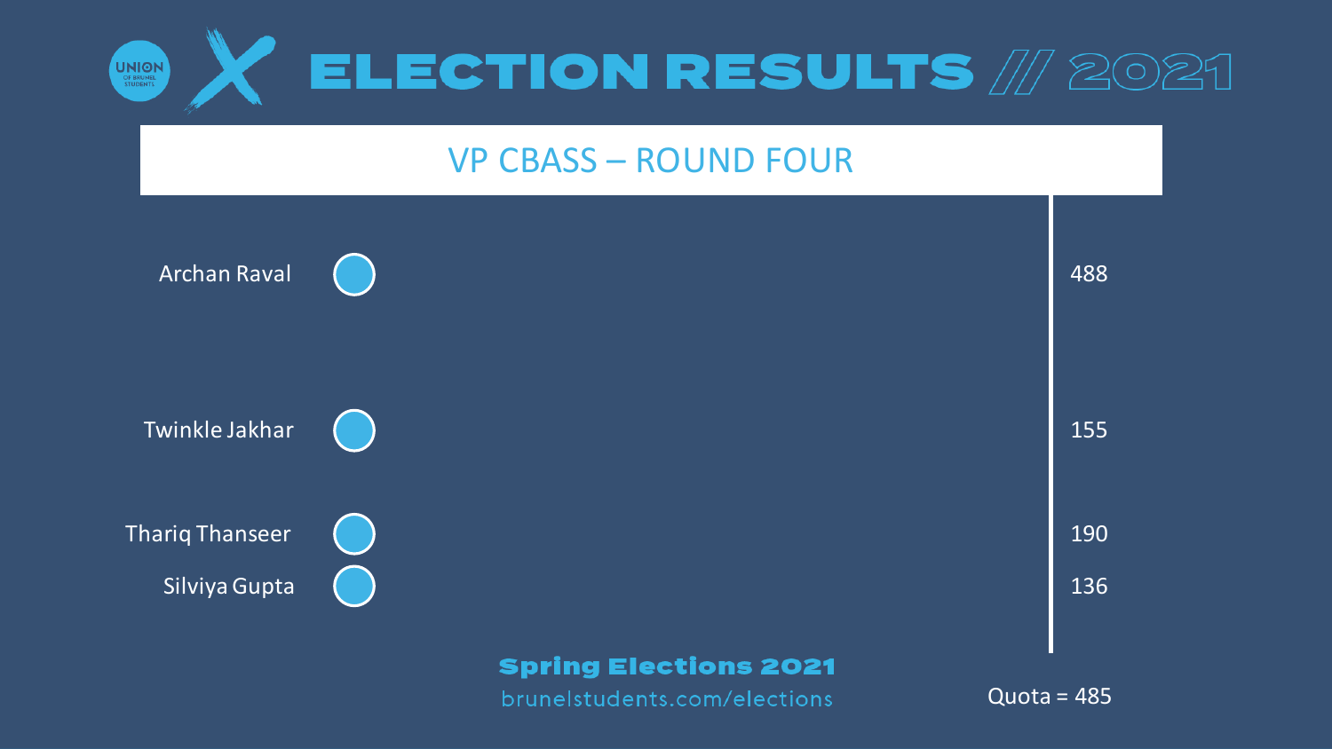# ELECTION RESULTS // 2021

## VP CBASS – ROUND FOUR

| Candidate | Votes |
| --- | --- |
| Archan Raval | 488 |
| Twinkle Jakhar | 155 |
| Thariq Thanseer | 190 |
| Silviya Gupta | 136 |

Quota = 485

**Spring Elections 2021**

brunelstudents.com/elections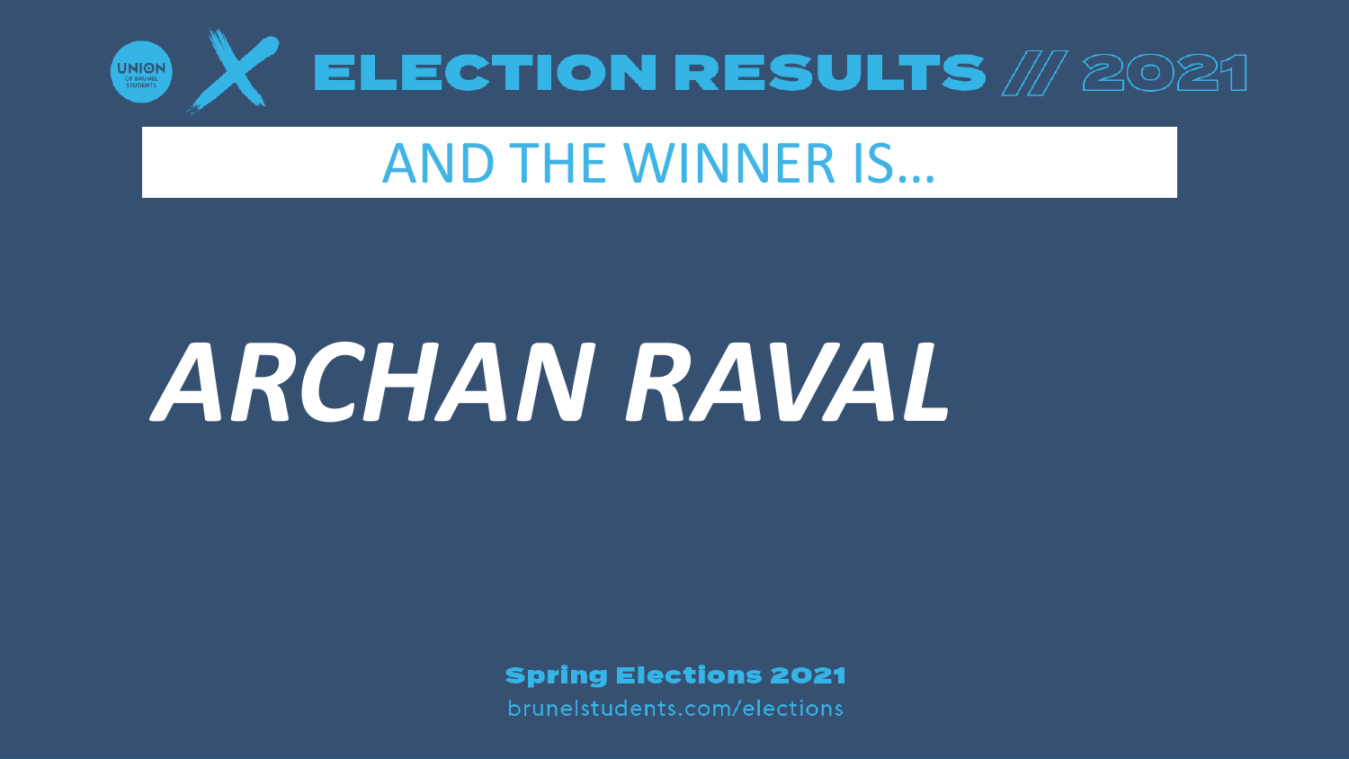UNION OF BRUNEL STUDENTS

# ELECTION RESULTS // 2021

## AND THE WINNER IS…

# *ARCHAN RAVAL*

**Spring Elections 2021**

brunelstudents.com/elections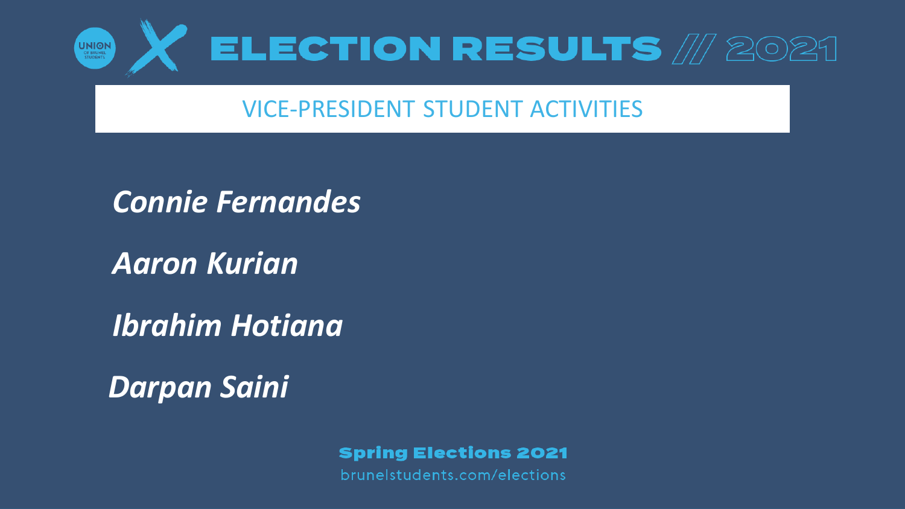# ELECTION RESULTS // 2021

## VICE-PRESIDENT STUDENT ACTIVITIES

***Connie Fernandes***

***Aaron Kurian***

***Ibrahim Hotiana***

***Darpan Saini***

**Spring Elections 2021**

brunelstudents.com/elections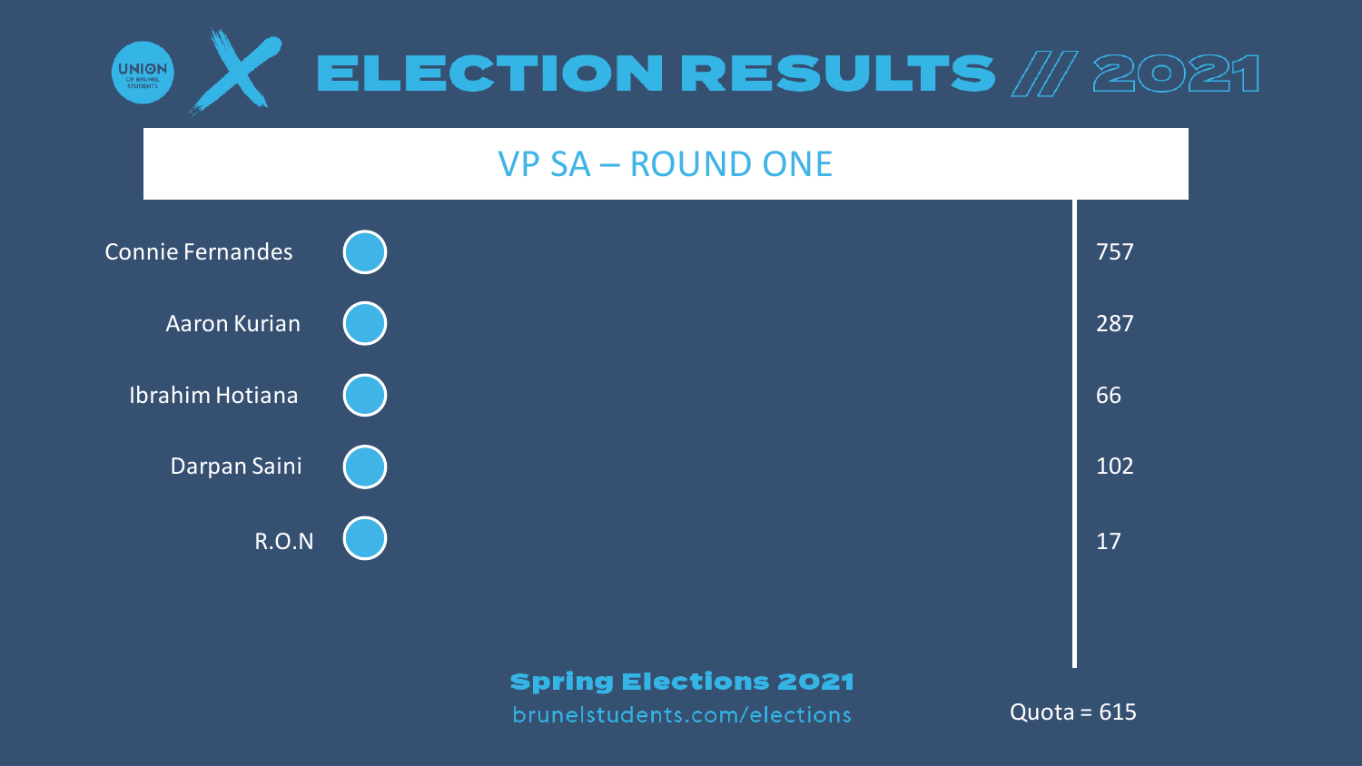# ELECTION RESULTS // 2021

## VP SA – ROUND ONE

| Candidate | Votes |
|---|---|
| Connie Fernandes | 757 |
| Aaron Kurian | 287 |
| Ibrahim Hotiana | 66 |
| Darpan Saini | 102 |
| R.O.N | 17 |

Quota = 615

**Spring Elections 2021**

brunelstudents.com/elections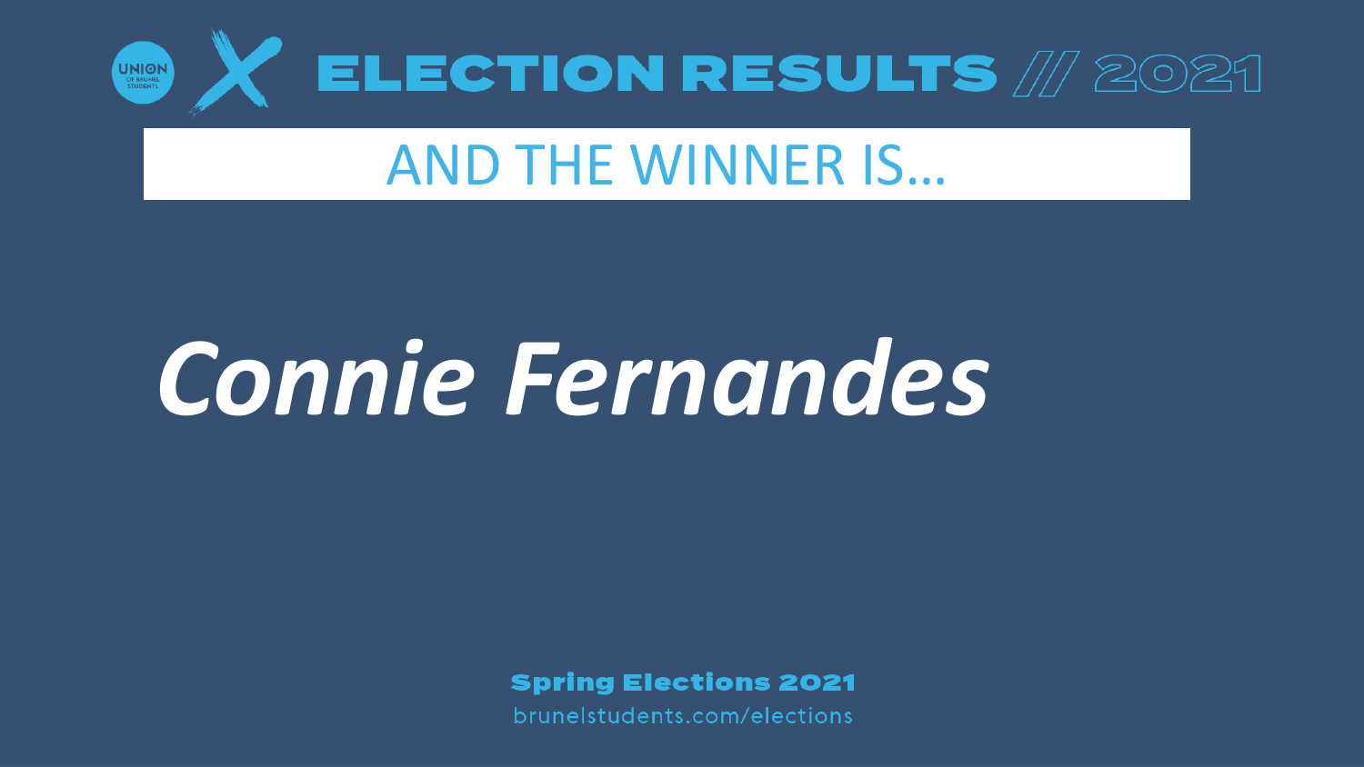# ELECTION RESULTS // 2021

## AND THE WINNER IS…

# *Connie Fernandes*

**Spring Elections 2021**

brunelstudents.com/elections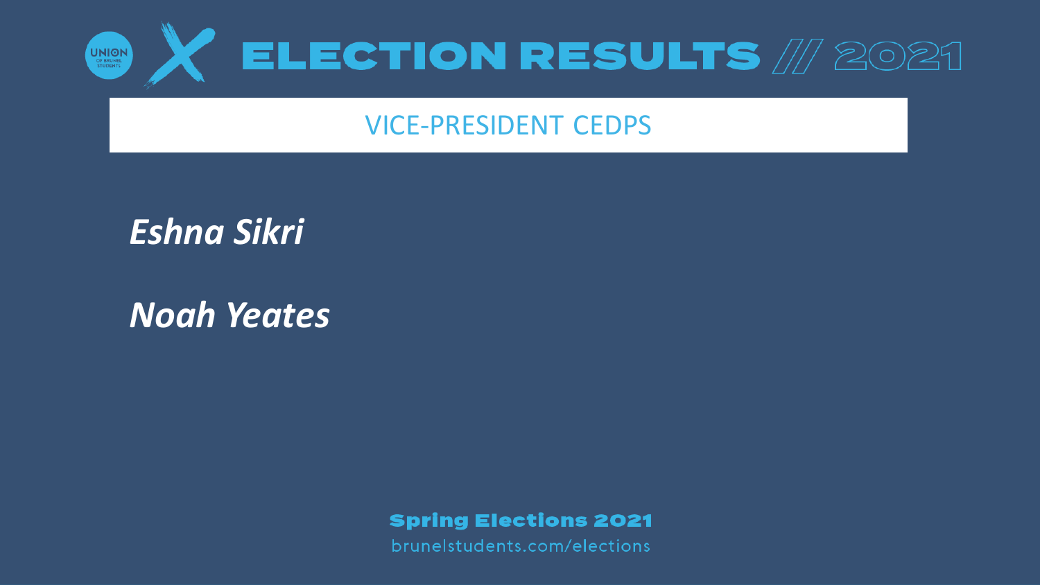# ELECTION RESULTS // 2021

## VICE-PRESIDENT CEDPS

***Eshna Sikri***

***Noah Yeates***

**Spring Elections 2021**

brunelstudents.com/elections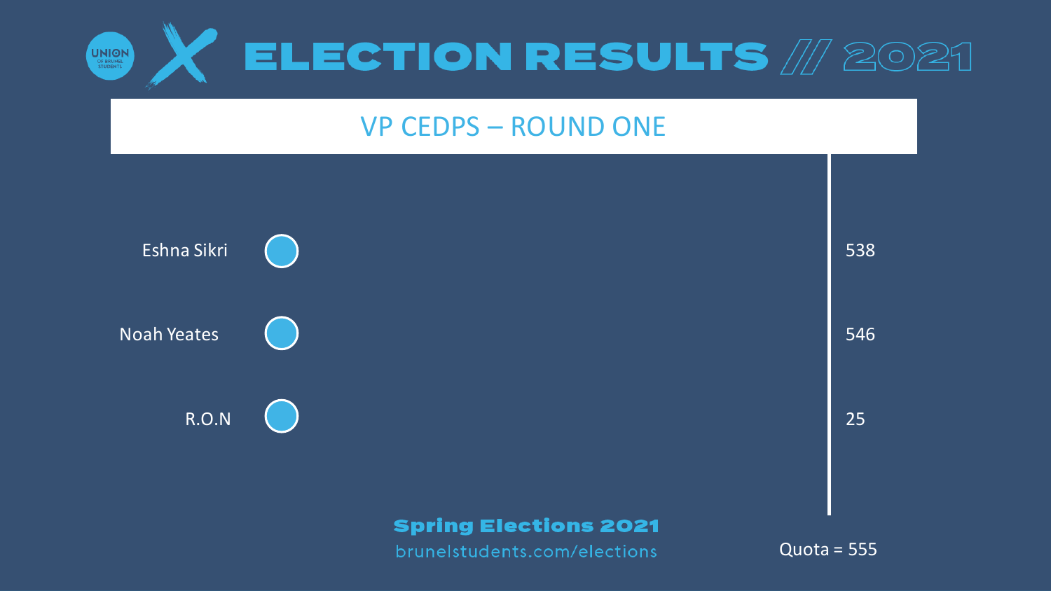# ELECTION RESULTS // 2021

## VP CEDPS – ROUND ONE

| Candidate | Votes |
| --- | --- |
| Eshna Sikri | 538 |
| Noah Yeates | 546 |
| R.O.N | 25 |

Quota = 555

**Spring Elections 2021**

brunelstudents.com/elections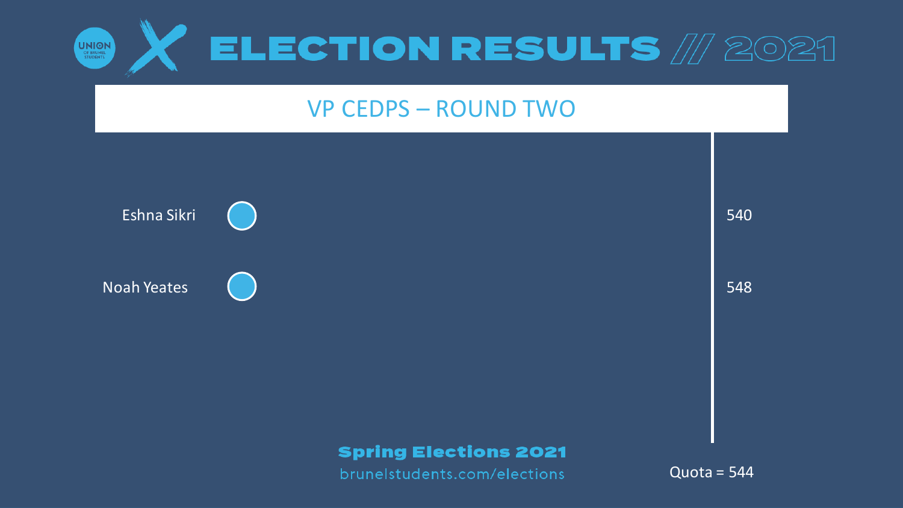# ELECTION RESULTS // 2021

## VP CEDPS – ROUND TWO

| Candidate | Votes |
| --- | --- |
| Eshna Sikri | 540 |
| Noah Yeates | 548 |

Quota = 544

**Spring Elections 2021**

brunelstudents.com/elections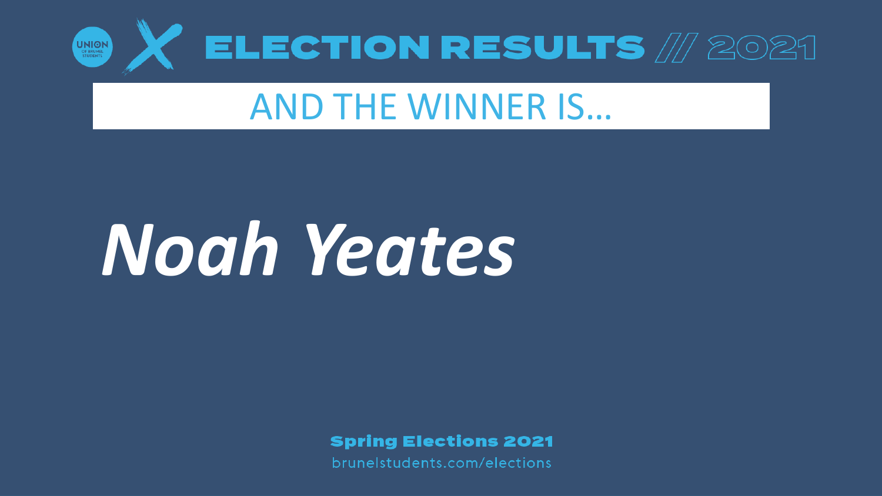UNION OF BRUNEL STUDENTS

# ELECTION RESULTS // 2021

## AND THE WINNER IS…

# *Noah Yeates*

**Spring Elections 2021**

brunelstudents.com/elections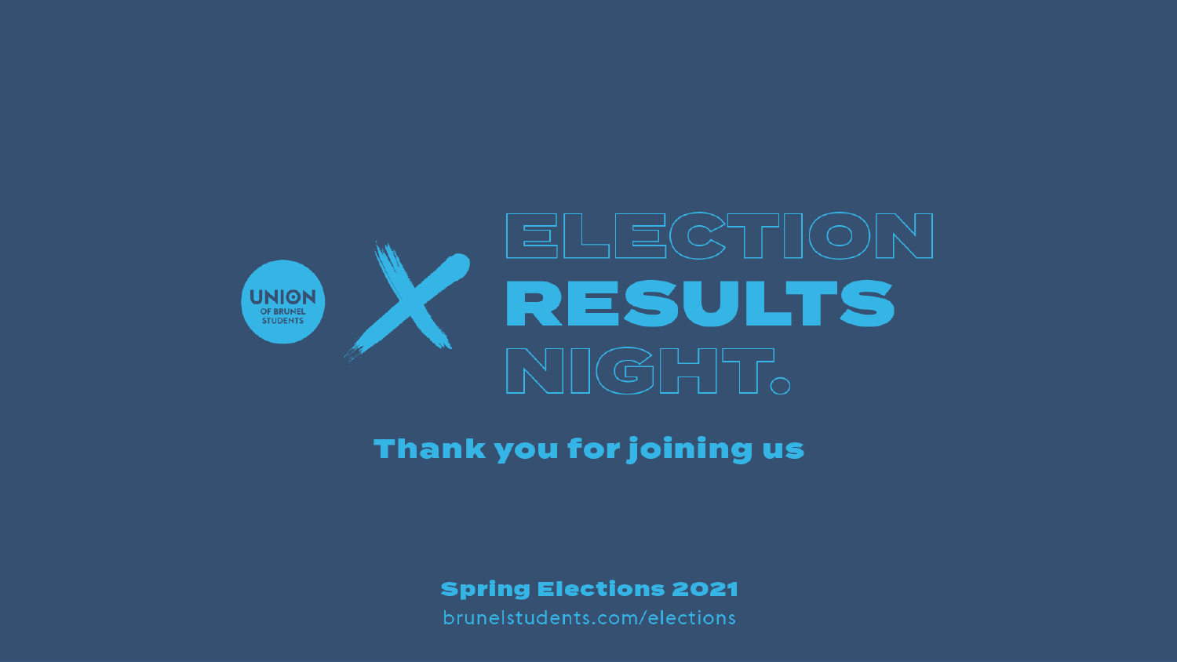UNION OF BRUNEL STUDENTS

# ELECTION RESULTS NIGHT.

## Thank you for joining us

**Spring Elections 2021**

brunelstudents.com/elections